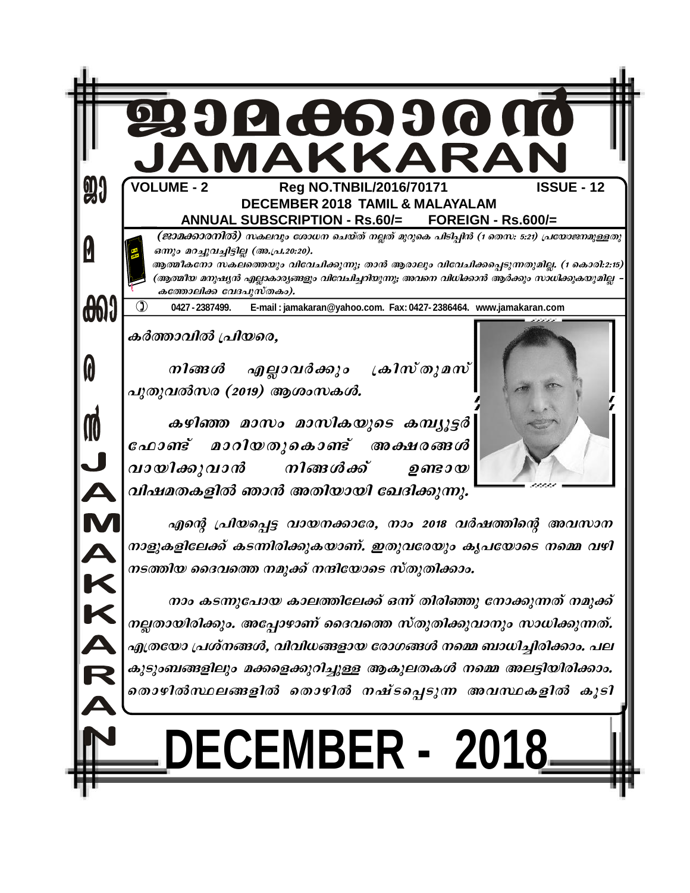# ജാമക്കാരൻ
# JAMAKKARAN

**VOLUME - 2** **Reg NO.TNBIL/2016/70171** **ISSUE - 12**

**DECEMBER 2018 TAMIL & MALAYALAM**

**ANNUAL SUBSCRIPTION - Rs.60/= FOREIGN - Rs.600/=**

*(ജാമക്കാരനിൽ) സകലവും ശോധന ചെയ്ത് നല്ലത് മുറുകെ പിടിപ്പിൻ (1 തെസ: 5:21) പ്രയോജനമുള്ളതു ഒന്നും മറച്ചുവച്ചിട്ടില്ല (അ.പ്ര.20:20).*

*ആത്മീകനോ സകലത്തെയും വിവേചിക്കുന്നു; താൻ ആരാലും വിവേചിക്കപ്പെടുന്നതുമില്ല. (1 കൊരി:2:15) (ആത്മീയ മനുഷ്യൻ എല്ലാകാര്യങ്ങളും വിവേചിച്ചറിയുന്നു; അവനെ വിധിക്കാൻ ആർക്കും സാധിക്കുകയുമില്ല – കത്തോലിക്ക വേദപുസ്തകം).*

0427 - 2387499. E-mail : jamakaran@yahoo.com. Fax: 0427- 2386464. www.jamakaran.com

*കർത്താവിൽ പ്രിയരെ,*

*നിങ്ങൾ എല്ലാവർക്കും ക്രിസ്തുമസ് പുതുവൽസര (2019) ആശംസകൾ.*

*കഴിഞ്ഞ മാസം മാസികയുടെ കമ്പ്യൂട്ടർ ഫോണ്ട് മാറിയതുകൊണ്ട് അക്ഷരങ്ങൾ വായിക്കുവാൻ നിങ്ങൾക്ക് ഉണ്ടായ വിഷമതകളിൽ ഞാൻ അതിയായി ഖേദിക്കുന്നു.*

*എന്റെ പ്രിയപ്പെട്ട വായനക്കാരേ, നാം 2018 വർഷത്തിന്റെ അവസാന നാളുകളിലേക്ക് കടന്നിരിക്കുകയാണ്. ഇതുവരേയും കൃപയോടെ നമ്മെ വഴി നടത്തിയ ദൈവത്തെ നമുക്ക് നന്ദിയോടെ സ്തുതിക്കാം.*

*നാം കടന്നുപോയ കാലത്തിലേക്ക് ഒന്ന് തിരിഞ്ഞു നോക്കുന്നത് നമുക്ക് നല്ലതായിരിക്കും. അപ്പോഴാണ് ദൈവത്തെ സ്തുതിക്കുവാനും സാധിക്കുന്നത്. എത്രയോ പ്രശ്നങ്ങൾ, വിവിധങ്ങളായ രോഗങ്ങൾ നമ്മെ ബാധിച്ചിരിക്കാം. പല കുടുംബങ്ങളിലും മക്കളെക്കുറിച്ചുള്ള ആകുലതകൾ നമ്മെ അലട്ടിയിരിക്കാം. തൊഴിൽസ്ഥലങ്ങളിൽ തൊഴിൽ നഷ്ടപ്പെടുന്ന അവസ്ഥകളിൽ കൂടി*

# DECEMBER - 2018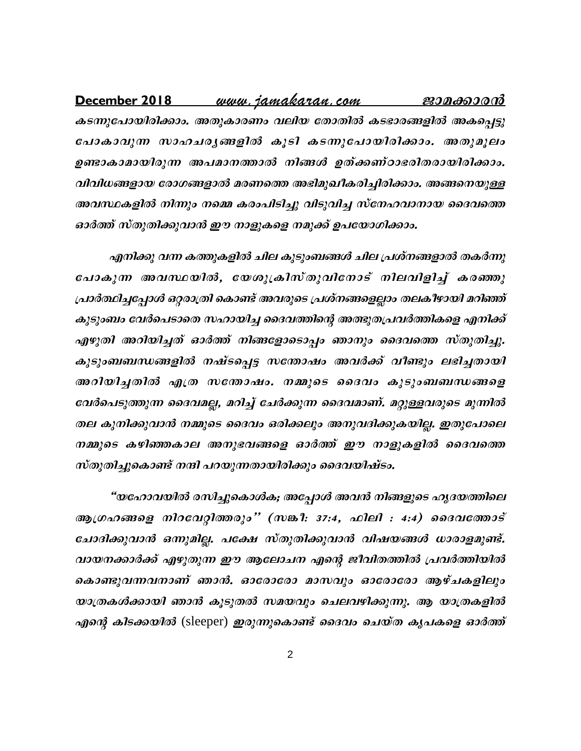*കടന്നുപോയിരിക്കാം. അതുകാരണം വലിയ തോതിൽ കടഭാരങ്ങളിൽ അകപ്പെട്ടു പോകാവുന്ന സാഹചര്യങ്ങളിൽ കൂടി കടന്നുപോയിരിക്കാം. അതുമൂലം ഉണ്ടാകാമായിരുന്ന അപമാനത്താൽ നിങ്ങൾ ഉത്ക്കണ്ഠാഭരിതരായിരിക്കാം. വിവിധങ്ങളായ രോഗങ്ങളാൽ മരണത്തെ അഭിമുഖീകരിച്ചിരിക്കാം. അങ്ങനെയുള്ള അവസ്ഥകളിൽ നിന്നും നമ്മെ കരംപിടിച്ചു വിടുവിച്ച സ്നേഹവാനായ ദൈവത്തെ ഓർത്ത് സ്തുതിക്കുവാൻ ഈ നാളുകളെ നമുക്ക് ഉപയോഗിക്കാം.*

*എനിക്കു വന്ന കത്തുകളിൽ ചില കുടുംബങ്ങൾ ചില പ്രശ്നങ്ങളാൽ തകർന്നു പോകുന്ന അവസ്ഥയിൽ, യേശുക്രിസ്തുവിനോട് നിലവിളിച്ച് കരഞ്ഞു പ്രാർത്ഥിച്ചപ്പോൾ ഒറ്റരാത്രി കൊണ്ട് അവരുടെ പ്രശ്നങ്ങളെല്ലാം തലകീഴായി മറിഞ്ഞ് കുടുംബം വേർപെടാതെ സഹായിച്ച ദൈവത്തിന്റെ അത്ഭുതപ്രവർത്തികളെ എനിക്ക് എഴുതി അറിയിച്ചത് ഓർത്ത് നിങ്ങളോടൊപ്പം ഞാനും ദൈവത്തെ സ്തുതിച്ചു. കുടുംബബന്ധങ്ങളിൽ നഷ്ടപ്പെട്ട സന്തോഷം അവർക്ക് വീണ്ടും ലഭിച്ചതായി അറിയിച്ചതിൽ എത്ര സന്തോഷം. നമ്മുടെ ദൈവം കുടുംബബന്ധങ്ങളെ വേർപെടുത്തുന്ന ദൈവമല്ല, മറിച്ച് ചേർക്കുന്ന ദൈവമാണ്. മറ്റുള്ളവരുടെ മുന്നിൽ തല കുനിക്കുവാൻ നമ്മുടെ ദൈവം ഒരിക്കലും അനുവദിക്കുകയില്ല. ഇതുപോലെ നമ്മുടെ കഴിഞ്ഞകാല അനുഭവങ്ങളെ ഓർത്ത് ഈ നാളുകളിൽ ദൈവത്തെ സ്തുതിച്ചുകൊണ്ട് നന്ദി പറയുന്നതായിരിക്കും ദൈവയിഷ്ടം.*

*"യഹോവയിൽ രസിച്ചുകൊൾക; അപ്പോൾ അവൻ നിങ്ങളുടെ ഹൃദയത്തിലെ ആഗ്രഹങ്ങളെ നിറവേറ്റിത്തരും" (സങ്കീ: 37:4, ഫിലി : 4:4) ദൈവത്തോട് ചോദിക്കുവാൻ ഒന്നുമില്ല. പക്ഷേ സ്തുതിക്കുവാൻ വിഷയങ്ങൾ ധാരാളമുണ്ട്. വായനക്കാർക്ക് എഴുതുന്ന ഈ ആലോചന എന്റെ ജീവിതത്തിൽ പ്രവർത്തിയിൽ കൊണ്ടുവന്നവനാണ് ഞാൻ. ഓരോരോ മാസവും ഓരോരോ ആഴ്ചകളിലും യാത്രകൾക്കായി ഞാൻ കൂടുതൽ സമയവും ചെലവഴിക്കുന്നു. ആ യാത്രകളിൽ എന്റെ കിടക്കയിൽ* (sleeper) *ഇരുന്നുകൊണ്ട് ദൈവം ചെയ്ത കൃപകളെ ഓർത്ത്*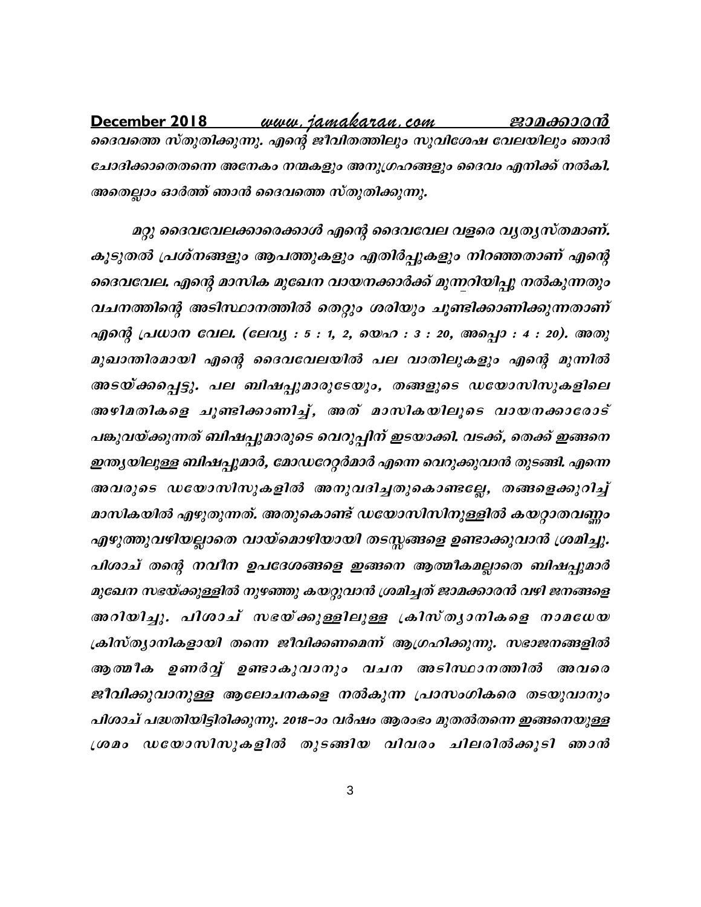ദൈവത്തെ സ്തുതിക്കുന്നു. എന്റെ ജീവിതത്തിലും സുവിശേഷ വേലയിലും ഞാൻ ചോദിക്കാതെതന്നെ അനേകം നന്മകളും അനുഗ്രഹങ്ങളും ദൈവം എനിക്ക് നൽകി. അതെല്ലാം ഓർത്ത് ഞാൻ ദൈവത്തെ സ്തുതിക്കുന്നു.

മറ്റു ദൈവവേലക്കാരെക്കാൾ എന്റെ ദൈവവേല വളരെ വ്യത്യസ്തമാണ്. കൂടുതൽ പ്രശ്നങ്ങളും ആപത്തുകളും എതിർപ്പുകളും നിറഞ്ഞതാണ് എന്റെ ദൈവവേല. എന്റെ മാസിക മുഖേന വായനക്കാർക്ക് മുന്നറിയിപ്പു നൽകുന്നതും വചനത്തിന്റെ അടിസ്ഥാനത്തിൽ തെറ്റും ശരിയും ചൂണ്ടിക്കാണിക്കുന്നതാണ് എന്റെ പ്രധാന വേല. (ലേവ്യ : 5 : 1, 2, യെഹ : 3 : 20, അപ്പൊ : 4 : 20). അതു മുഖാന്തിരമായി എന്റെ ദൈവവേലയിൽ പല വാതിലുകളും എന്റെ മുന്നിൽ അടയ്ക്കപ്പെട്ടു. പല ബിഷപ്പുമാരുടേയും, തങ്ങളുടെ ഡയോസിസുകളിലെ അഴിമതികളെ ചൂണ്ടിക്കാണിച്ച്, അത് മാസികയിലൂടെ വായനക്കാരോട് പങ്കുവയ്ക്കുന്നത് ബിഷപ്പുമാരുടെ വെറുപ്പിന് ഇടയാക്കി. വടക്ക്, തെക്ക് ഇങ്ങനെ ഇന്ത്യയിലുള്ള ബിഷപ്പുമാർ, മോഡറേറ്റർമാർ എന്നെ വെറുക്കുവാൻ തുടങ്ങി. എന്നെ അവരുടെ ഡയോസിസുകളിൽ അനുവദിച്ചതുകൊണ്ടല്ലേ, തങ്ങളെക്കുറിച്ച് മാസികയിൽ എഴുതുന്നത്. അതുകൊണ്ട് ഡയോസിസിനുള്ളിൽ കയറ്റാതവണ്ണം എഴുത്തുവഴിയല്ലാതെ വായ്മൊഴിയായി തടസ്സങ്ങളെ ഉണ്ടാക്കുവാൻ ശ്രമിച്ചു. പിശാച് തന്റെ നവീന ഉപദേശങ്ങളെ ഇങ്ങനെ ആത്മീകമല്ലാതെ ബിഷപ്പുമാർ മുഖേന സഭയ്ക്കുള്ളിൽ നുഴഞ്ഞു കയറ്റുവാൻ ശ്രമിച്ചത് ജാമക്കാരൻ വഴി ജനങ്ങളെ അറിയിച്ചു. പിശാച് സഭയ്ക്കുള്ളിലുള്ള ക്രിസ്ത്യാനികളെ നാമധേയ ക്രിസ്ത്യാനികളായി തന്നെ ജീവിക്കണമെന്ന് ആഗ്രഹിക്കുന്നു. സഭാജനങ്ങളിൽ ആത്മീക ഉണർവ്വ് ഉണ്ടാകുവാനും വചന അടിസ്ഥാനത്തിൽ അവരെ ജീവിക്കുവാനുള്ള ആലോചനകളെ നൽകുന്ന പ്രാസംഗികരെ തടയുവാനും പിശാച് പദ്ധതിയിട്ടിരിക്കുന്നു. 2018-ാം വർഷം ആരംഭം മുതൽതന്നെ ഇങ്ങനെയുള്ള ശ്രമം ഡയോസിസുകളിൽ തുടങ്ങിയ വിവരം ചിലരിൽക്കൂടി ഞാൻ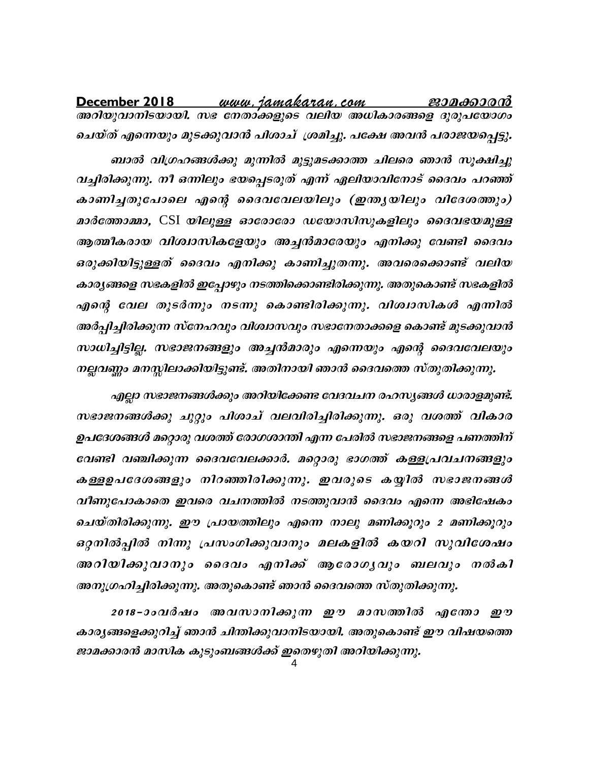*അറിയുവാനിടയായി. സഭ നേതാക്കളുടെ വലിയ അധികാരങ്ങളെ ദുരുപയോഗം ചെയ്ത് എന്നെയും മുടക്കുവാൻ പിശാച് ശ്രമിച്ചു. പക്ഷേ അവൻ പരാജയപ്പെട്ടു.*

*ബാൽ വിഗ്രഹങ്ങൾക്കു മുന്നിൽ മുട്ടുമടക്കാത്ത ചിലരെ ഞാൻ സൂക്ഷിച്ചു വച്ചിരിക്കുന്നു. നീ ഒന്നിലും ഭയപ്പെടരുത് എന്ന് ഏലിയാവിനോട് ദൈവം പറഞ്ഞ് കാണിച്ചതുപോലെ എന്റെ ദൈവവേലയിലും (ഇന്ത്യയിലും വിദേശത്തും) മാർത്തോമ്മാ, CSI യിലുള്ള ഓരോരോ ഡയോസിസുകളിലും ദൈവഭയമുള്ള ആത്മീകരായ വിശ്വാസികളേയും അച്ചൻമാരേയും എനിക്കു വേണ്ടി ദൈവം ഒരുക്കിയിട്ടുള്ളത് ദൈവം എനിക്കു കാണിച്ചുതന്നു. അവരെക്കൊണ്ട് വലിയ കാര്യങ്ങളെ സഭകളിൽ ഇപ്പോഴും നടത്തിക്കൊണ്ടിരിക്കുന്നു. അതുകൊണ്ട് സഭകളിൽ എന്റെ വേല തുടർന്നും നടന്നു കൊണ്ടിരിക്കുന്നു. വിശ്വാസികൾ എന്നിൽ അർപ്പിച്ചിരിക്കുന്ന സ്നേഹവും വിശ്വാസവും സഭാനേതാക്കളെ കൊണ്ട് മുടക്കുവാൻ സാധിച്ചിട്ടില്ല. സഭാജനങ്ങളും അച്ചൻമാരും എന്നെയും എന്റെ ദൈവവേലയും നല്ലവണ്ണം മനസ്സിലാക്കിയിട്ടുണ്ട്. അതിനായി ഞാൻ ദൈവത്തെ സ്തുതിക്കുന്നു.*

*എല്ലാ സഭാജനങ്ങൾക്കും അറിയിക്കേണ്ട വേദവചന രഹസ്യങ്ങൾ ധാരാളമുണ്ട്. സഭാജനങ്ങൾക്കു ചുറ്റും പിശാച് വലവിരിച്ചിരിക്കുന്നു. ഒരു വശത്ത് വികാര ഉപദേശങ്ങൾ മറ്റൊരു വശത്ത് രോഗശാന്തി എന്ന പേരിൽ സഭാജനങ്ങളെ പണത്തിന് വേണ്ടി വഞ്ചിക്കുന്ന ദൈവവേലക്കാർ. മറ്റൊരു ഭാഗത്ത് കള്ളപ്രവചനങ്ങളും കള്ളഉപദേശങ്ങളും നിറഞ്ഞിരിക്കുന്നു. ഇവരുടെ കയ്യിൽ സഭാജനങ്ങൾ വീണുപോകാതെ ഇവരെ വചനത്തിൽ നടത്തുവാൻ ദൈവം എന്നെ അഭിഷേകം ചെയ്തിരിക്കുന്നു. ഈ പ്രായത്തിലും എന്നെ നാലു മണിക്കൂറും 2 മണിക്കൂറും ഒറ്റനിൽപ്പിൽ നിന്നു പ്രസംഗിക്കുവാനും മലകളിൽ കയറി സുവിശേഷം അറിയിക്കുവാനും ദൈവം എനിക്ക് ആരോഗ്യവും ബലവും നൽകി അനുഗ്രഹിച്ചിരിക്കുന്നു. അതുകൊണ്ട് ഞാൻ ദൈവത്തെ സ്തുതിക്കുന്നു.*

*2018-ാംവർഷം അവസാനിക്കുന്ന ഈ മാസത്തിൽ എന്തോ ഈ കാര്യങ്ങളെക്കുറിച്ച് ഞാൻ ചിന്തിക്കുവാനിടയായി. അതുകൊണ്ട് ഈ വിഷയത്തെ ജാമക്കാരൻ മാസിക കുടുംബങ്ങൾക്ക് ഇതെഴുതി അറിയിക്കുന്നു.*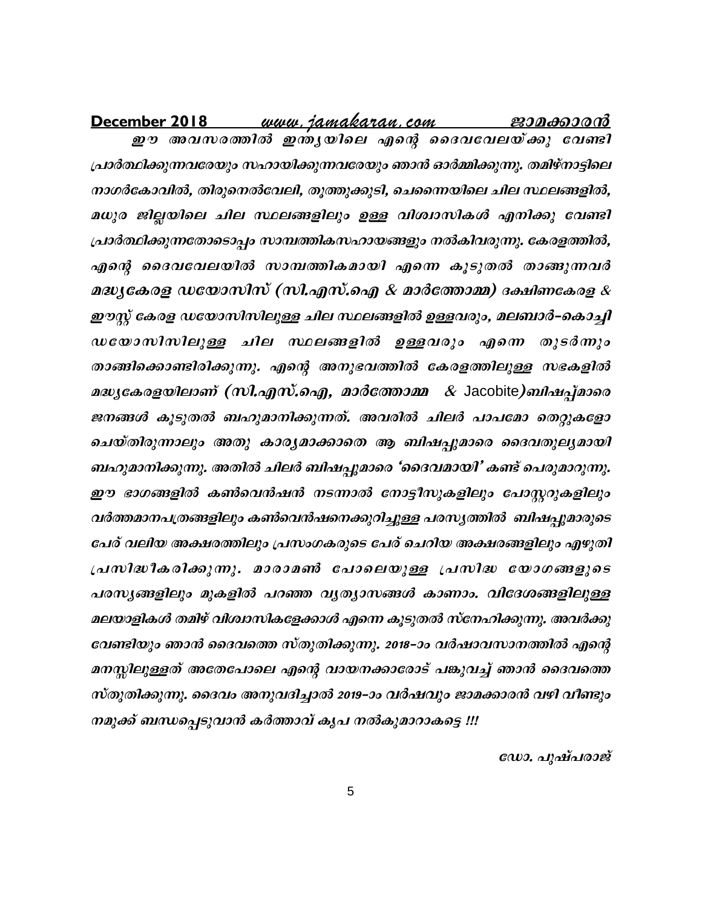ഈ അവസരത്തിൽ ഇന്ത്യയിലെ എന്റെ ദൈവവേലയ്ക്കു വേണ്ടി പ്രാർത്ഥിക്കുന്നവരേയും സഹായിക്കുന്നവരേയും ഞാൻ ഓർമ്മിക്കുന്നു. തമിഴ്നാട്ടിലെ നാഗർകോവിൽ, തിരുനെൽവേലി, തൂത്തുക്കുടി, ചെന്നൈയിലെ ചില സ്ഥലങ്ങളിൽ, മധുര ജില്ലയിലെ ചില സ്ഥലങ്ങളിലും ഉള്ള വിശ്വാസികൾ എനിക്കു വേണ്ടി പ്രാർത്ഥിക്കുന്നതോടൊപ്പം സാമ്പത്തികസഹായങ്ങളും നൽകിവരുന്നു. കേരളത്തിൽ, എന്റെ ദൈവവേലയിൽ സാമ്പത്തികമായി എന്നെ കൂടുതൽ താങ്ങുന്നവർ മദ്ധ്യകേരള ഡയോസിസ് (സി.എസ്.ഐ & മാർത്തോമ്മ) ദക്ഷിണകേരള & ഈസ്റ്റ് കേരള ഡയോസിസിലുള്ള ചില സ്ഥലങ്ങളിൽ ഉള്ളവരും, മലബാർ-കൊച്ചി ഡയോസിസിലുള്ള ചില സ്ഥലങ്ങളിൽ ഉള്ളവരും എന്നെ തുടർന്നും താങ്ങിക്കൊണ്ടിരിക്കുന്നു. എന്റെ അനുഭവത്തിൽ കേരളത്തിലുള്ള സഭകളിൽ മദ്ധ്യകേരളയിലാണ് (സി.എസ്.ഐ, മാർത്തോമ്മ & Jacobite)ബിഷപ്പ്മാരെ ജനങ്ങൾ കൂടുതൽ ബഹുമാനിക്കുന്നത്. അവരിൽ ചിലർ പാപമോ തെറ്റുകളോ ചെയ്തിരുന്നാലും അതു കാര്യമാക്കാതെ ആ ബിഷപ്പുമാരെ ദൈവതുല്യമായി ബഹുമാനിക്കുന്നു. അതിൽ ചിലർ ബിഷപ്പുമാരെ 'ദൈവമായി' കണ്ട് പെരുമാറുന്നു. ഈ ഭാഗങ്ങളിൽ കൺവെൻഷൻ നടന്നാൽ നോട്ടീസുകളിലും പോസ്റ്ററുകളിലും വർത്തമാനപത്രങ്ങളിലും കൺവെൻഷനെക്കുറിച്ചുള്ള പരസ്യത്തിൽ ബിഷപ്പുമാരുടെ പേര് വലിയ അക്ഷരത്തിലും പ്രസംഗകരുടെ പേര് ചെറിയ അക്ഷരങ്ങളിലും എഴുതി പ്രസിദ്ധീകരിക്കുന്നു. മാരാമൺ പോലെയുള്ള പ്രസിദ്ധ യോഗങ്ങളുടെ പരസ്യങ്ങളിലും മുകളിൽ പറഞ്ഞ വ്യത്യാസങ്ങൾ കാണാം. വിദേശങ്ങളിലുള്ള മലയാളികൾ തമിഴ് വിശ്വാസികളേക്കാൾ എന്നെ കൂടുതൽ സ്നേഹിക്കുന്നു. അവർക്കു വേണ്ടിയും ഞാൻ ദൈവത്തെ സ്തുതിക്കുന്നു. 2018-ാം വർഷാവസാനത്തിൽ എന്റെ മനസ്സിലുള്ളത് അതേപോലെ എന്റെ വായനക്കാരോട് പങ്കുവച്ച് ഞാൻ ദൈവത്തെ സ്തുതിക്കുന്നു. ദൈവം അനുവദിച്ചാൽ 2019-ാം വർഷവും ജാമക്കാരൻ വഴി വീണ്ടും നമുക്ക് ബന്ധപ്പെടുവാൻ കർത്താവ് കൃപ നൽകുമാറാകട്ടെ !!!

ഡോ. പുഷ്പരാജ്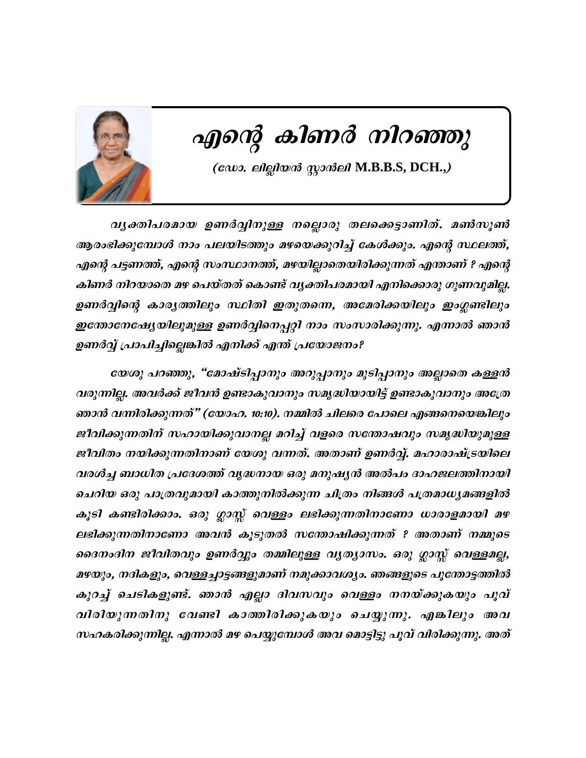# എന്റെ കിണർ നിറഞ്ഞു

*(ഡോ. ലില്ലിയൻ സ്റ്റാൻലി M.B.B.S, DCH.,)*

*വ്യക്തിപരമായ ഉണർവ്വിനുള്ള നല്ലൊരു തലക്കെട്ടാണിത്. മൺസൂൺ ആരംഭിക്കുമ്പോൾ നാം പലയിടത്തും മഴയെക്കുറിച്ച് കേൾക്കും. എന്റെ സ്ഥലത്ത്, എന്റെ പട്ടണത്ത്, എന്റെ സംസ്ഥാനത്ത്, മഴയില്ലാതെയിരിക്കുന്നത് എന്താണ് ? എന്റെ കിണർ നിറയാതെ മഴ പെയ്തത് കൊണ്ട് വ്യക്തിപരമായി എനിക്കൊരു ഗുണവുമില്ല. ഉണർവ്വിന്റെ കാര്യത്തിലും സ്ഥിതി ഇതുതന്നെ, അമേരിക്കയിലും ഇംഗ്ലണ്ടിലും ഇന്തോനേഷ്യയിലുമുള്ള ഉണർവ്വിനെപ്പറ്റി നാം സംസാരിക്കുന്നു. എന്നാൽ ഞാൻ ഉണർവ്വ് പ്രാപിച്ചില്ലെങ്കിൽ എനിക്ക് എന്ത് പ്രയോജനം?*

*യേശു പറഞ്ഞു, "മോഷ്ടിപ്പാനും അറുപ്പാനും മുടിപ്പാനും അല്ലാതെ കള്ളൻ വരുന്നില്ല. അവർക്ക് ജീവൻ ഉണ്ടാകുവാനും സമൃദ്ധിയായിട്ട് ഉണ്ടാകുവാനും അത്രേ ഞാൻ വന്നിരിക്കുന്നത്" (യോഹ. 10:10). നമ്മിൽ ചിലരെ പോലെ എങ്ങനെയെങ്കിലും ജീവിക്കുന്നതിന് സഹായിക്കുവാനല്ല മറിച്ച് വളരെ സന്തോഷവും സമൃദ്ധിയുമുള്ള ജീവിതം നയിക്കുന്നതിനാണ് യേശു വന്നത്. അതാണ് ഉണർവ്വ്. മഹാരാഷ്ട്രയിലെ വരൾച്ച ബാധിത പ്രദേശത്ത് വൃദ്ധനായ ഒരു മനുഷ്യൻ അൽപം ദാഹജലത്തിനായി ചെറിയ ഒരു പാത്രവുമായി കാത്തുനിൽക്കുന്ന ചിത്രം നിങ്ങൾ പത്രമാധ്യമങ്ങളിൽ കൂടി കണ്ടിരിക്കാം. ഒരു ഗ്ലാസ്സ് വെള്ളം ലഭിക്കുന്നതിനാണോ ധാരാളമായി മഴ ലഭിക്കുന്നതിനാണോ അവൻ കൂടുതൽ സന്തോഷിക്കുന്നത് ? അതാണ് നമ്മുടെ ദൈനംദിന ജീവിതവും ഉണർവ്വും തമ്മിലുള്ള വ്യത്യാസം. ഒരു ഗ്ലാസ്സ് വെള്ളമല്ല, മഴയും, നദികളും, വെള്ളച്ചാട്ടങ്ങളുമാണ് നമുക്കാവശ്യം. ഞങ്ങളുടെ പൂന്തോട്ടത്തിൽ കുറച്ച് ചെടികളുണ്ട്. ഞാൻ എല്ലാ ദിവസവും വെള്ളം നനയ്ക്കുകയും പൂവ് വിരിയുന്നതിനു വേണ്ടി കാത്തിരിക്കുകയും ചെയ്യുന്നു. എങ്കിലും അവ സഹകരിക്കുന്നില്ല. എന്നാൽ മഴ പെയ്യുമ്പോൾ അവ മൊട്ടിട്ടു പൂവ് വിരിക്കുന്നു. അത്*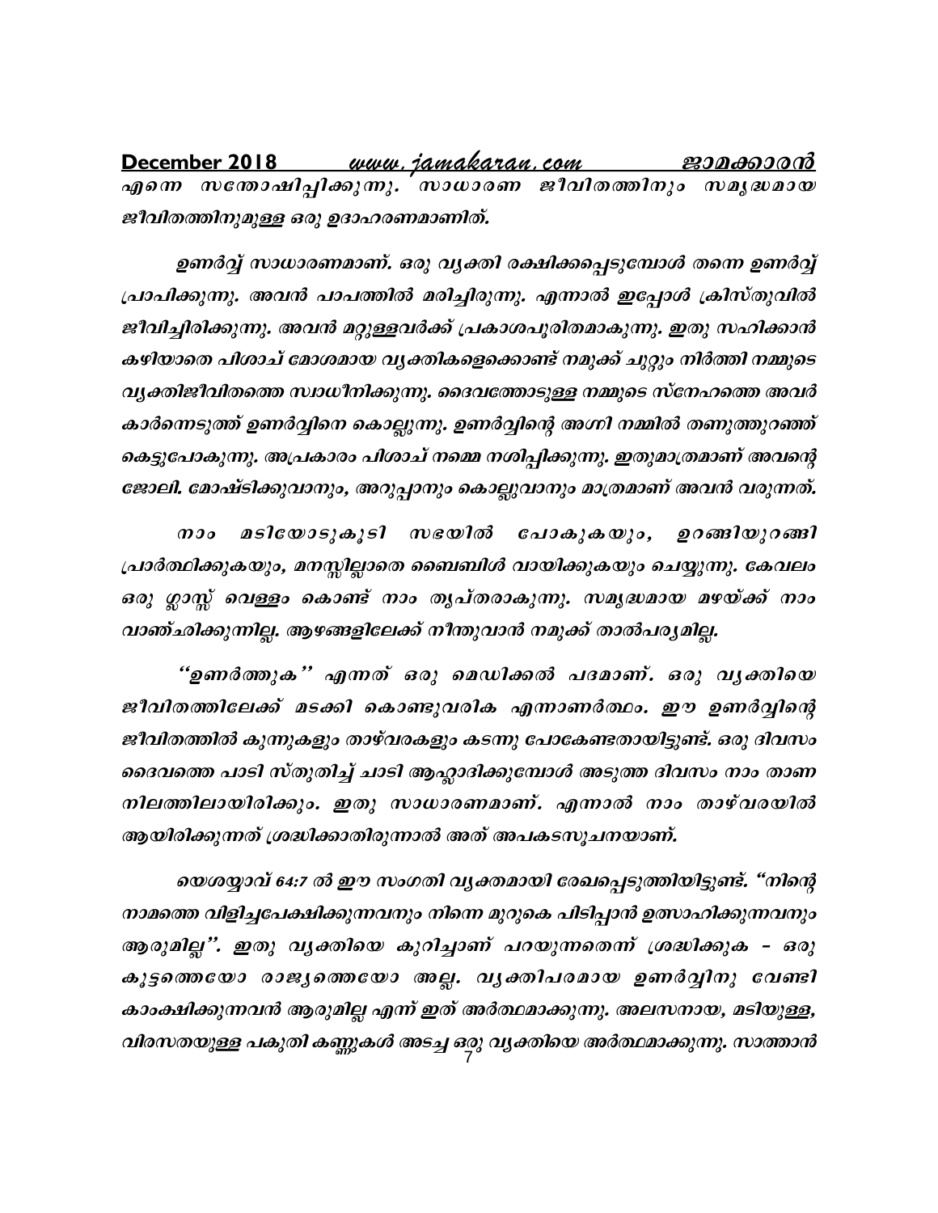*എന്നെ സന്തോഷിപ്പിക്കുന്നു. സാധാരണ ജീവിതത്തിനും സമൃദ്ധമായ ജീവിതത്തിനുമുള്ള ഒരു ഉദാഹരണമാണിത്.*

*ഉണർവ്വ് സാധാരണമാണ്. ഒരു വ്യക്തി രക്ഷിക്കപ്പെടുമ്പോൾ തന്നെ ഉണർവ്വ് പ്രാപിക്കുന്നു. അവൻ പാപത്തിൽ മരിച്ചിരുന്നു. എന്നാൽ ഇപ്പോൾ ക്രിസ്തുവിൽ ജീവിച്ചിരിക്കുന്നു. അവൻ മറ്റുള്ളവർക്ക് പ്രകാശപൂരിതമാകുന്നു. ഇതു സഹിക്കാൻ കഴിയാതെ പിശാച് മോശമായ വ്യക്തികളെക്കൊണ്ട് നമുക്ക് ചുറ്റും നിർത്തി നമ്മുടെ വ്യക്തിജീവിതത്തെ സ്വാധീനിക്കുന്നു. ദൈവത്തോടുള്ള നമ്മുടെ സ്നേഹത്തെ അവർ കാർന്നെടുത്ത് ഉണർവ്വിനെ കൊല്ലുന്നു. ഉണർവ്വിന്റെ അഗ്നി നമ്മിൽ തണുത്തുറഞ്ഞ് കെട്ടുപോകുന്നു. അപ്രകാരം പിശാച് നമ്മെ നശിപ്പിക്കുന്നു. ഇതുമാത്രമാണ് അവന്റെ ജോലി. മോഷ്ടിക്കുവാനും, അറുപ്പാനും കൊല്ലുവാനും മാത്രമാണ് അവൻ വരുന്നത്.*

*നാം മടിയോടുകൂടി സഭയിൽ പോകുകയും, ഉറങ്ങിയുറങ്ങി പ്രാർത്ഥിക്കുകയും, മനസ്സില്ലാതെ ബൈബിൾ വായിക്കുകയും ചെയ്യുന്നു. കേവലം ഒരു ഗ്ലാസ്സ് വെള്ളം കൊണ്ട് നാം തൃപ്തരാകുന്നു. സമൃദ്ധമായ മഴയ്ക്ക് നാം വാഞ്ഛിക്കുന്നില്ല. ആഴങ്ങളിലേക്ക് നീന്തുവാൻ നമുക്ക് താൽപര്യമില്ല.*

*''ഉണർത്തുക'' എന്നത് ഒരു മെഡിക്കൽ പദമാണ്. ഒരു വ്യക്തിയെ ജീവിതത്തിലേക്ക് മടക്കി കൊണ്ടുവരിക എന്നാണർത്ഥം. ഈ ഉണർവ്വിന്റെ ജീവിതത്തിൽ കുന്നുകളും താഴ്വരകളും കടന്നു പോകേണ്ടതായിട്ടുണ്ട്. ഒരു ദിവസം ദൈവത്തെ പാടി സ്തുതിച്ച് ചാടി ആഹ്ലാദിക്കുമ്പോൾ അടുത്ത ദിവസം നാം താണ നിലത്തിലായിരിക്കും. ഇതു സാധാരണമാണ്. എന്നാൽ നാം താഴ്വരയിൽ ആയിരിക്കുന്നത് ശ്രദ്ധിക്കാതിരുന്നാൽ അത് അപകടസൂചനയാണ്.*

*യെശയ്യാവ് 64:7 ൽ ഈ സംഗതി വ്യക്തമായി രേഖപ്പെടുത്തിയിട്ടുണ്ട്. "നിന്റെ നാമത്തെ വിളിച്ചപേക്ഷിക്കുന്നവനും നിന്നെ മുറുകെ പിടിപ്പാൻ ഉത്സാഹിക്കുന്നവനും ആരുമില്ല''. ഇതു വ്യക്തിയെ കുറിച്ചാണ് പറയുന്നതെന്ന് ശ്രദ്ധിക്കുക – ഒരു കൂട്ടത്തെയോ രാജ്യത്തെയോ അല്ല. വ്യക്തിപരമായ ഉണർവ്വിനു വേണ്ടി കാംക്ഷിക്കുന്നവൻ ആരുമില്ല എന്ന് ഇത് അർത്ഥമാക്കുന്നു. അലസനായ, മടിയുള്ള, വിരസതയുള്ള പകുതി കണ്ണുകൾ അടച്ച ഒരു വ്യക്തിയെ അർത്ഥമാക്കുന്നു. സാത്താൻ*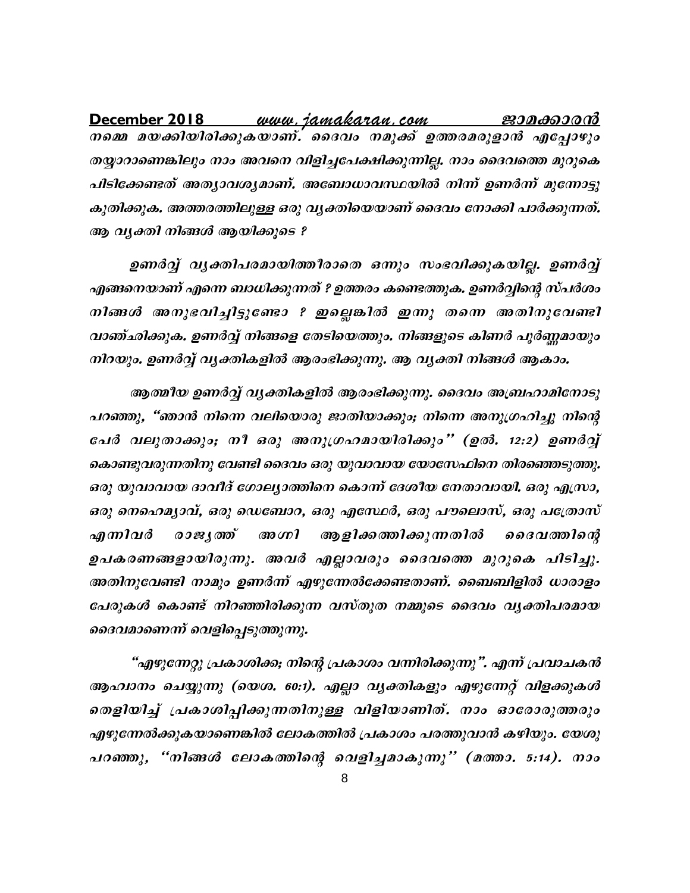*നമ്മെ മയക്കിയിരിക്കുകയാണ്. ദൈവം നമുക്ക് ഉത്തരമരുളാൻ എപ്പോഴും തയ്യാറാണെങ്കിലും നാം അവനെ വിളിച്ചപേക്ഷിക്കുന്നില്ല. നാം ദൈവത്തെ മുറുകെ പിടിക്കേണ്ടത് അത്യാവശ്യമാണ്. അബോധാവസ്ഥയിൽ നിന്ന് ഉണർന്ന് മുന്നോട്ടു കുതിക്കുക. അത്തരത്തിലുള്ള ഒരു വ്യക്തിയെയാണ് ദൈവം നോക്കി പാർക്കുന്നത്. ആ വ്യക്തി നിങ്ങൾ ആയിക്കൂടെ ?*

*ഉണർവ്വ് വ്യക്തിപരമായിത്തീരാതെ ഒന്നും സംഭവിക്കുകയില്ല. ഉണർവ്വ് എങ്ങനെയാണ് എന്നെ ബാധിക്കുന്നത് ? ഉത്തരം കണ്ടെത്തുക. ഉണർവ്വിന്റെ സ്പർശം നിങ്ങൾ അനുഭവിച്ചിട്ടുണ്ടോ ? ഇല്ലെങ്കിൽ ഇന്നു തന്നെ അതിനുവേണ്ടി വാഞ്ചരിക്കുക. ഉണർവ്വ് നിങ്ങളെ തേടിയെത്തും. നിങ്ങളുടെ കിണർ പൂർണ്ണമായും നിറയും. ഉണർവ്വ് വ്യക്തികളിൽ ആരംഭിക്കുന്നു. ആ വ്യക്തി നിങ്ങൾ ആകാം.*

*ആത്മീയ ഉണർവ്വ് വ്യക്തികളിൽ ആരംഭിക്കുന്നു. ദൈവം അബ്രഹാമിനോടു പറഞ്ഞു, "ഞാൻ നിന്നെ വലിയൊരു ജാതിയാക്കും; നിന്നെ അനുഗ്രഹിച്ചു നിന്റെ പേർ വലുതാക്കും; നീ ഒരു അനുഗ്രഹമായിരിക്കും" (ഉൽ. 12:2) ഉണർവ്വ് കൊണ്ടുവരുന്നതിനു വേണ്ടി ദൈവം ഒരു യുവാവായ യോസേഫിനെ തിരഞ്ഞെടുത്തു. ഒരു യുവാവായ ദാവീദ് ഗോല്യാത്തിനെ കൊന്ന് ദേശീയ നേതാവായി. ഒരു എസ്രാ, ഒരു നെഹെമ്യാവ്, ഒരു ഡെബോറ, ഒരു എസ്ഥേർ, ഒരു പൗലൊസ്, ഒരു പത്രോസ് എന്നിവർ രാജ്യത്ത് അഗ്നി ആളിക്കത്തിക്കുന്നതിൽ ദൈവത്തിന്റെ ഉപകരണങ്ങളായിരുന്നു. അവർ എല്ലാവരും ദൈവത്തെ മുറുകെ പിടിച്ചു. അതിനുവേണ്ടി നാമും ഉണർന്ന് എഴുന്നേൽക്കേണ്ടതാണ്. ബൈബിളിൽ ധാരാളം പേരുകൾ കൊണ്ട് നിറഞ്ഞിരിക്കുന്ന വസ്തുത നമ്മുടെ ദൈവം വ്യക്തിപരമായ ദൈവമാണെന്ന് വെളിപ്പെടുത്തുന്നു.*

*"എഴുന്നേറ്റു പ്രകാശിക്ക; നിന്റെ പ്രകാശം വന്നിരിക്കുന്നു". എന്ന് പ്രവാചകൻ ആഹ്വാനം ചെയ്യുന്നു (യെശ. 60:1). എല്ലാ വ്യക്തികളും എഴുന്നേറ്റ് വിളക്കുകൾ തെളിയിച്ച് പ്രകാശിപ്പിക്കുന്നതിനുള്ള വിളിയാണിത്. നാം ഓരോരുത്തരും എഴുന്നേൽക്കുകയാണെങ്കിൽ ലോകത്തിൽ പ്രകാശം പരത്തുവാൻ കഴിയും. യേശു പറഞ്ഞു, "നിങ്ങൾ ലോകത്തിന്റെ വെളിച്ചമാകുന്നു" (മത്താ. 5:14). നാം*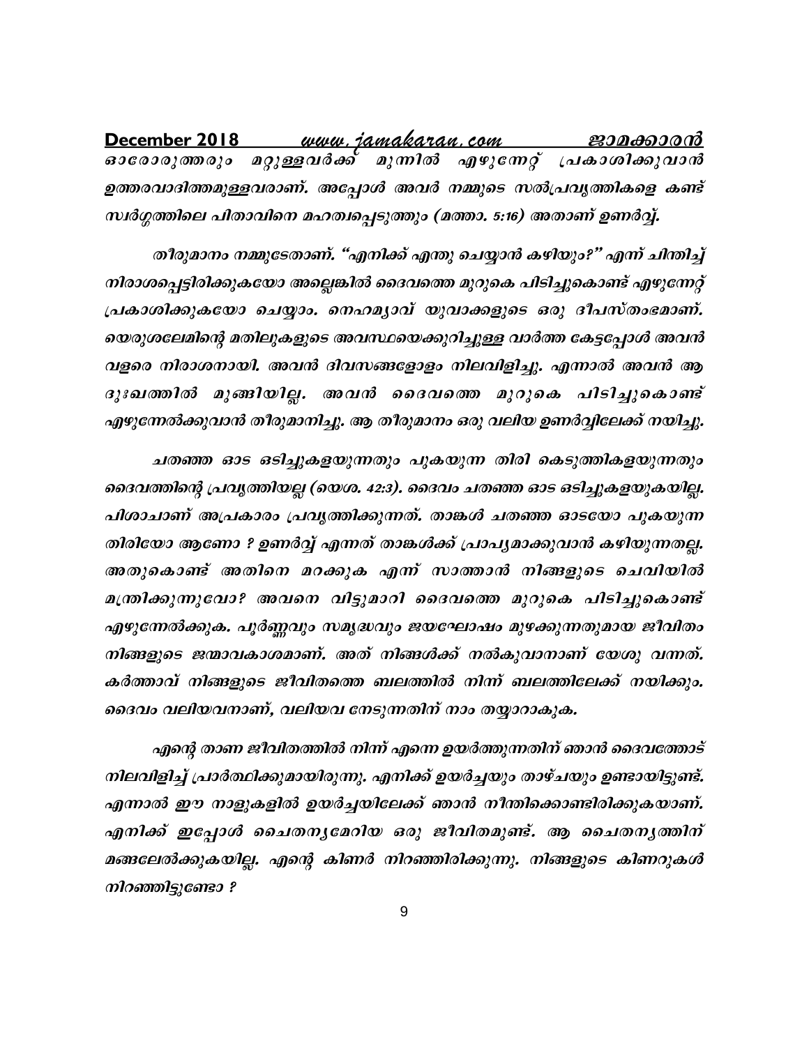ഓരോരുത്തരും മറ്റുള്ളവർക്ക് മുന്നിൽ എഴുന്നേറ്റ് പ്രകാശിക്കുവാൻ ഉത്തരവാദിത്തമുള്ളവരാണ്. അപ്പോൾ അവർ നമ്മുടെ സൽപ്രവൃത്തികളെ കണ്ട് സ്വർഗ്ഗത്തിലെ പിതാവിനെ മഹത്വപ്പെടുത്തും (മത്താ. 5:16) അതാണ് ഉണർവ്വ്.

തീരുമാനം നമ്മുടേതാണ്. "എനിക്ക് എന്തു ചെയ്യാൻ കഴിയും?" എന്ന് ചിന്തിച്ച് നിരാശപ്പെട്ടിരിക്കുകയോ അല്ലെങ്കിൽ ദൈവത്തെ മുറുകെ പിടിച്ചുകൊണ്ട് എഴുന്നേറ്റ് പ്രകാശിക്കുകയോ ചെയ്യാം. നെഹമ്യാവ് യുവാക്കളുടെ ഒരു ദീപസ്തംഭമാണ്. യെരുശലേമിന്റെ മതിലുകളുടെ അവസ്ഥയെക്കുറിച്ചുള്ള വാർത്ത കേട്ടപ്പോൾ അവൻ വളരെ നിരാശനായി. അവൻ ദിവസങ്ങളോളം നിലവിളിച്ചു. എന്നാൽ അവൻ ആ ദുഃഖത്തിൽ മുങ്ങിയില്ല. അവൻ ദൈവത്തെ മുറുകെ പിടിച്ചുകൊണ്ട് എഴുന്നേൽക്കുവാൻ തീരുമാനിച്ചു. ആ തീരുമാനം ഒരു വലിയ ഉണർവ്വിലേക്ക് നയിച്ചു.

ചതഞ്ഞ ഓട ഒടിച്ചുകളയുന്നതും പുകയുന്ന തിരി കെടുത്തികളയുന്നതും ദൈവത്തിന്റെ പ്രവൃത്തിയല്ല (യെശ. 42:3). ദൈവം ചതഞ്ഞ ഓട ഒടിച്ചുകളയുകയില്ല. പിശാചാണ് അപ്രകാരം പ്രവൃത്തിക്കുന്നത്. താങ്കൾ ചതഞ്ഞ ഓടയോ പുകയുന്ന തിരിയോ ആണോ ? ഉണർവ്വ് എന്നത് താങ്കൾക്ക് പ്രാപ്യമാക്കുവാൻ കഴിയുന്നതല്ല. അതുകൊണ്ട് അതിനെ മറക്കുക എന്ന് സാത്താൻ നിങ്ങളുടെ ചെവിയിൽ മന്ത്രിക്കുന്നുവോ? അവനെ വിട്ടുമാറി ദൈവത്തെ മുറുകെ പിടിച്ചുകൊണ്ട് എഴുന്നേൽക്കുക. പൂർണ്ണവും സമൃദ്ധവും ജയഘോഷം മുഴക്കുന്നതുമായ ജീവിതം നിങ്ങളുടെ ജന്മാവകാശമാണ്. അത് നിങ്ങൾക്ക് നൽകുവാനാണ് യേശു വന്നത്. കർത്താവ് നിങ്ങളുടെ ജീവിതത്തെ ബലത്തിൽ നിന്ന് ബലത്തിലേക്ക് നയിക്കും. ദൈവം വലിയവനാണ്, വലിയവ നേടുന്നതിന് നാം തയ്യാറാകുക.

എന്റെ താണ ജീവിതത്തിൽ നിന്ന് എന്നെ ഉയർത്തുന്നതിന് ഞാൻ ദൈവത്തോട് നിലവിളിച്ച് പ്രാർത്ഥിക്കുമായിരുന്നു. എനിക്ക് ഉയർച്ചയും താഴ്ചയും ഉണ്ടായിട്ടുണ്ട്. എന്നാൽ ഈ നാളുകളിൽ ഉയർച്ചയിലേക്ക് ഞാൻ നീന്തിക്കൊണ്ടിരിക്കുകയാണ്. എനിക്ക് ഇപ്പോൾ ചൈതന്യമേറിയ ഒരു ജീവിതമുണ്ട്. ആ ചൈതന്യത്തിന് മങ്ങലേൽക്കുകയില്ല. എന്റെ കിണർ നിറഞ്ഞിരിക്കുന്നു. നിങ്ങളുടെ കിണറുകൾ നിറഞ്ഞിട്ടുണ്ടോ ?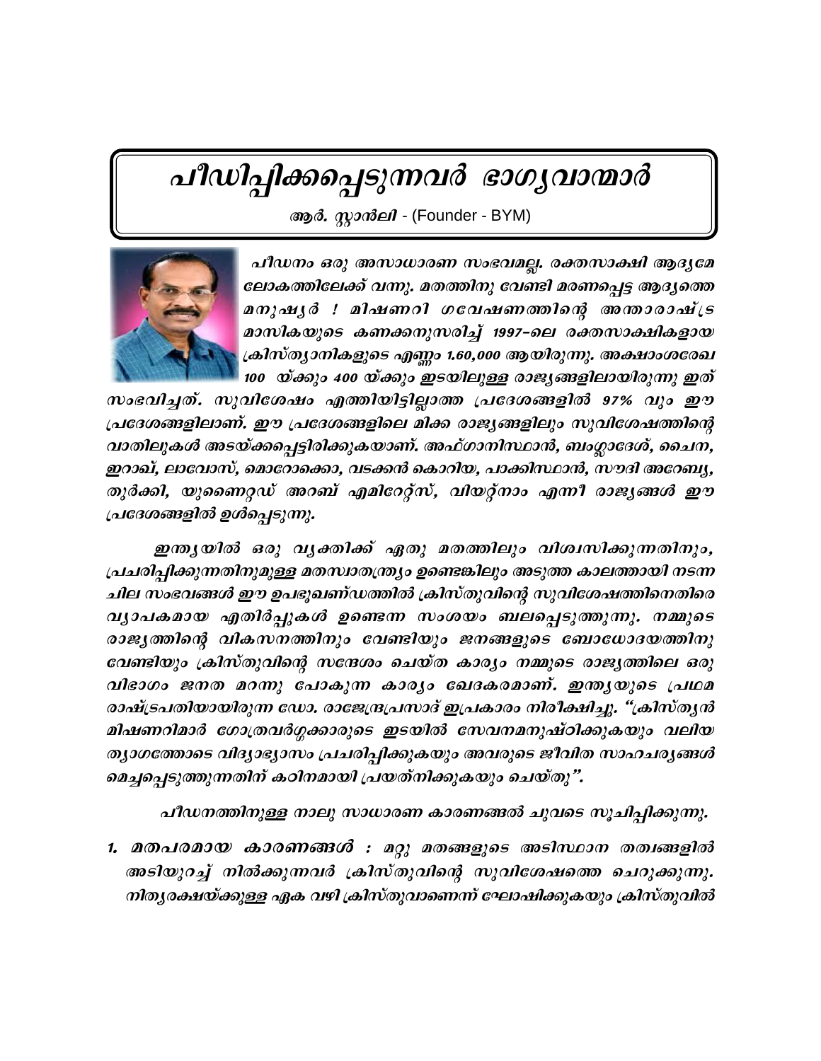# പീഡിപ്പിക്കപ്പെടുന്നവർ ഭാഗ്യവാന്മാർ

***ആർ. സ്റ്റാൻലി*** - (Founder - BYM)

*പീഡനം ഒരു അസാധാരണ സംഭവമല്ല. രക്തസാക്ഷി ആദ്യമേ ലോകത്തിലേക്ക് വന്നു. മതത്തിനു വേണ്ടി മരണപ്പെട്ട ആദ്യത്തെ മനുഷ്യർ ! മിഷണറി ഗവേഷണത്തിന്റെ അന്താരാഷ്ട്ര മാസികയുടെ കണക്കനുസരിച്ച് 1997–ലെ രക്തസാക്ഷികളായ ക്രിസ്ത്യാനികളുടെ എണ്ണം 1,60,000 ആയിരുന്നു. അക്ഷാംശരേഖ 100 യ്ക്കും 400 യ്ക്കും ഇടയിലുള്ള രാജ്യങ്ങളിലായിരുന്നു ഇത് സംഭവിച്ചത്. സുവിശേഷം എത്തിയിട്ടില്ലാത്ത പ്രദേശങ്ങളിൽ 97% വും ഈ പ്രദേശങ്ങളിലാണ്. ഈ പ്രദേശങ്ങളിലെ മിക്ക രാജ്യങ്ങളിലും സുവിശേഷത്തിന്റെ വാതിലുകൾ അടയ്ക്കപ്പെട്ടിരിക്കുകയാണ്. അഫ്ഗാനിസ്ഥാൻ, ബംഗ്ലാദേശ്, ചൈന, ഇറാഖ്, ലാവോസ്, മൊറോക്കൊ, വടക്കൻ കൊറിയ, പാക്കിസ്ഥാൻ, സൗദി അറേബ്യ, തുർക്കി, യുണൈറ്റഡ് അറബ് എമിറേറ്റ്സ്, വിയറ്റ്നാം എന്നീ രാജ്യങ്ങൾ ഈ പ്രദേശങ്ങളിൽ ഉൾപ്പെടുന്നു.*

*ഇന്ത്യയിൽ ഒരു വ്യക്തിക്ക് ഏതു മതത്തിലും വിശ്വസിക്കുന്നതിനും, പ്രചരിപ്പിക്കുന്നതിനുമുള്ള മതസ്വാതന്ത്ര്യം ഉണ്ടെങ്കിലും അടുത്ത കാലത്തായി നടന്ന ചില സംഭവങ്ങൾ ഈ ഉപഭൂഖണ്ഡത്തിൽ ക്രിസ്തുവിന്റെ സുവിശേഷത്തിനെതിരെ വ്യാപകമായ എതിർപ്പുകൾ ഉണ്ടെന്ന സംശയം ബലപ്പെടുത്തുന്നു. നമ്മുടെ രാജ്യത്തിന്റെ വികസനത്തിനും വേണ്ടിയും ജനങ്ങളുടെ ബോധോദയത്തിനു വേണ്ടിയും ക്രിസ്തുവിന്റെ സന്ദേശം ചെയ്ത കാര്യം നമ്മുടെ രാജ്യത്തിലെ ഒരു വിഭാഗം ജനത മറന്നു പോകുന്ന കാര്യം ഖേദകരമാണ്. ഇന്ത്യയുടെ പ്രഥമ രാഷ്ട്രപതിയായിരുന്ന ഡോ. രാജേന്ദ്രപ്രസാദ് ഇപ്രകാരം നിരീക്ഷിച്ചു. "ക്രിസ്ത്യൻ മിഷണറിമാർ ഗോത്രവർഗ്ഗക്കാരുടെ ഇടയിൽ സേവനമനുഷ്ഠിക്കുകയും വലിയ ത്യാഗത്തോടെ വിദ്യാഭ്യാസം പ്രചരിപ്പിക്കുകയും അവരുടെ ജീവിത സാഹചര്യങ്ങൾ മെച്ചപ്പെടുത്തുന്നതിന് കഠിനമായി പ്രയത്നിക്കുകയും ചെയ്തു".*

*പീഡനത്തിനുള്ള നാലു സാധാരണ കാരണങ്ങൾ ചുവടെ സൂചിപ്പിക്കുന്നു.*

1. ***മതപരമായ കാരണങ്ങൾ :*** *മറ്റു മതങ്ങളുടെ അടിസ്ഥാന തത്വങ്ങളിൽ അടിയുറച്ച് നിൽക്കുന്നവർ ക്രിസ്തുവിന്റെ സുവിശേഷത്തെ ചെറുക്കുന്നു. നിത്യരക്ഷയ്ക്കുള്ള ഏക വഴി ക്രിസ്തുവാണെന്ന് ഘോഷിക്കുകയും ക്രിസ്തുവിൽ*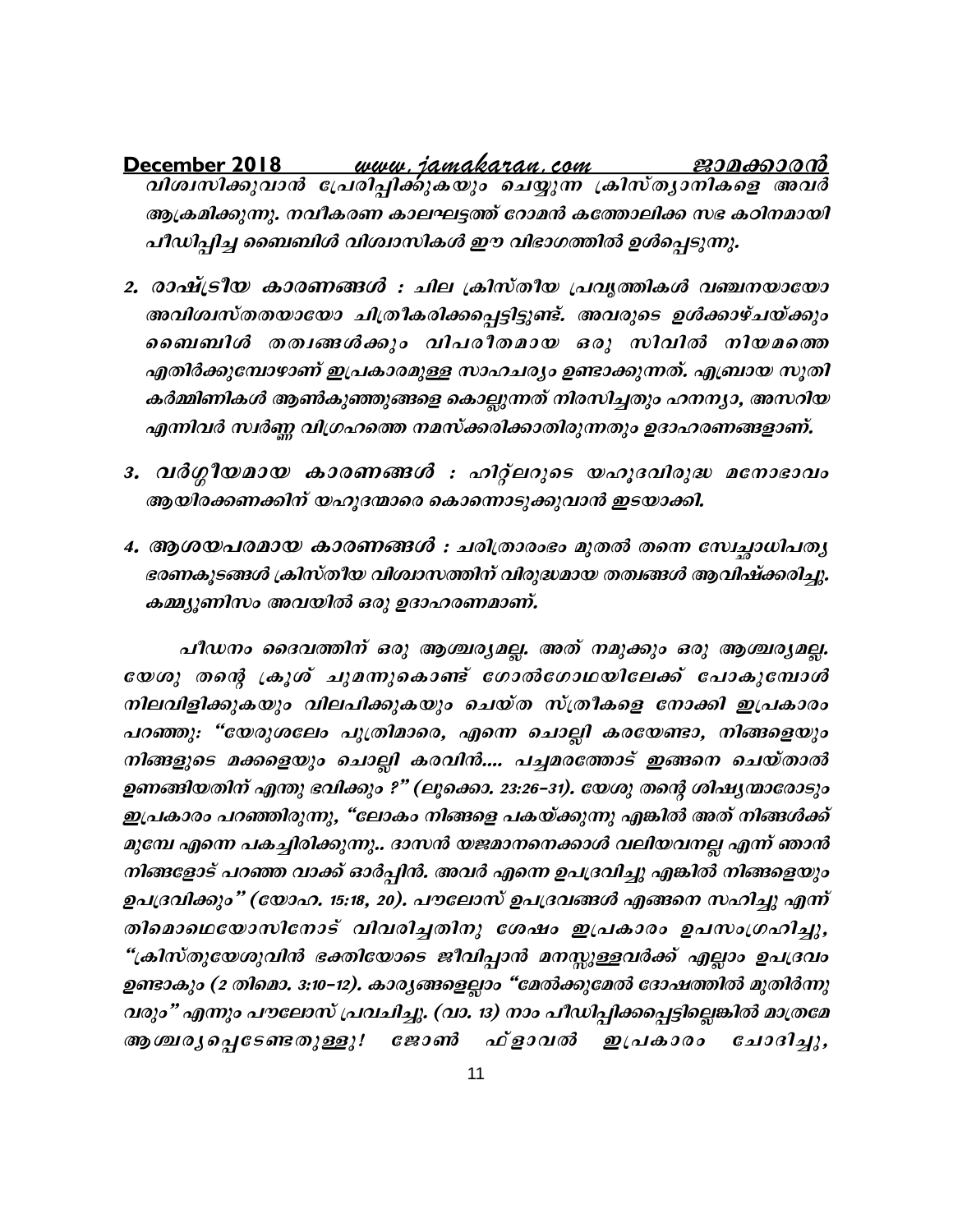വിശ്വസിക്കുവാൻ പ്രേരിപ്പിക്കുകയും ചെയ്യുന്ന ക്രിസ്ത്യാനികളെ അവർ ആക്രമിക്കുന്നു. നവീകരണ കാലഘട്ടത്ത് റോമൻ കത്തോലിക്ക സഭ കഠിനമായി പീഡിപ്പിച്ച ബൈബിൾ വിശ്വാസികൾ ഈ വിഭാഗത്തിൽ ഉൾപ്പെടുന്നു.

2. **രാഷ്ട്രീയ കാരണങ്ങൾ :** ചില ക്രിസ്തീയ പ്രവൃത്തികൾ വഞ്ചനയായോ അവിശ്വസ്തതയായോ ചിത്രീകരിക്കപ്പെട്ടിട്ടുണ്ട്. അവരുടെ ഉൾക്കാഴ്ചയ്ക്കും ബൈബിൾ തത്വങ്ങൾക്കും വിപരീതമായ ഒരു സിവിൽ നിയമത്തെ എതിർക്കുമ്പോഴാണ് ഇപ്രകാരമുള്ള സാഹചര്യം ഉണ്ടാക്കുന്നത്. എബ്രായ സൂതി കർമ്മിണികൾ ആൺകുഞ്ഞുങ്ങളെ കൊല്ലുന്നത് നിരസിച്ചതും ഹനന്യാ, അസറിയ എന്നിവർ സ്വർണ്ണ വിഗ്രഹത്തെ നമസ്ക്കരിക്കാതിരുന്നതും ഉദാഹരണങ്ങളാണ്.

3. **വർഗ്ഗീയമായ കാരണങ്ങൾ :** ഹിറ്റ്ലറുടെ യഹൂദവിരുദ്ധ മനോഭാവം ആയിരക്കണക്കിന് യഹൂദന്മാരെ കൊന്നൊടുക്കുവാൻ ഇടയാക്കി.

4. **ആശയപരമായ കാരണങ്ങൾ :** ചരിത്രാരംഭം മുതൽ തന്നെ സ്വേച്ഛാധിപത്യ ഭരണകൂടങ്ങൾ ക്രിസ്തീയ വിശ്വാസത്തിന് വിരുദ്ധമായ തത്വങ്ങൾ ആവിഷ്ക്കരിച്ചു. കമ്മ്യൂണിസം അവയിൽ ഒരു ഉദാഹരണമാണ്.

പീഡനം ദൈവത്തിന് ഒരു ആശ്ചര്യമല്ല. അത് നമുക്കും ഒരു ആശ്ചര്യമല്ല. യേശു തന്റെ ക്രൂശ് ചുമന്നുകൊണ്ട് ഗോൽഗോഥയിലേക്ക് പോകുമ്പോൾ നിലവിളിക്കുകയും വിലപിക്കുകയും ചെയ്ത സ്ത്രീകളെ നോക്കി ഇപ്രകാരം പറഞ്ഞു: "യേരുശലേം പുത്രിമാരെ, എന്നെ ചൊല്ലി കരയേണ്ടാ, നിങ്ങളെയും നിങ്ങളുടെ മക്കളെയും ചൊല്ലി കരവിൻ.... പച്ചമരത്തോട് ഇങ്ങനെ ചെയ്താൽ ഉണങ്ങിയതിന് എന്തു ഭവിക്കും ?" (ലൂക്കൊ. 23:26–31). യേശു തന്റെ ശിഷ്യന്മാരോടും ഇപ്രകാരം പറഞ്ഞിരുന്നു, "ലോകം നിങ്ങളെ പകയ്ക്കുന്നു എങ്കിൽ അത് നിങ്ങൾക്ക് മുമ്പേ എന്നെ പകച്ചിരിക്കുന്നു.. ദാസൻ യജമാനനെക്കാൾ വലിയവനല്ല എന്ന് ഞാൻ നിങ്ങളോട് പറഞ്ഞ വാക്ക് ഓർപ്പിൻ. അവർ എന്നെ ഉപദ്രവിച്ചു എങ്കിൽ നിങ്ങളെയും ഉപദ്രവിക്കും" (യോഹ. 15:18, 20). പൗലോസ് ഉപദ്രവങ്ങൾ എങ്ങനെ സഹിച്ചു എന്ന് തിമൊഥെയോസിനോട് വിവരിച്ചതിനു ശേഷം ഇപ്രകാരം ഉപസംഗ്രഹിച്ചു, "ക്രിസ്തുയേശുവിൻ ഭക്തിയോടെ ജീവിപ്പാൻ മനസ്സുള്ളവർക്ക് എല്ലാം ഉപദ്രവം ഉണ്ടാകും (2 തിമൊ. 3:10–12). കാര്യങ്ങളെല്ലാം "മേൽക്കുമേൽ ദോഷത്തിൽ മുതിർന്നു വരും" എന്നും പൗലോസ് പ്രവചിച്ചു. (വാ. 13) നാം പീഡിപ്പിക്കപ്പെട്ടില്ലെങ്കിൽ മാത്രമേ ആശ്ചര്യപ്പെടേണ്ടതുള്ളു! ജോൺ ഫ്ളാവൽ ഇപ്രകാരം ചോദിച്ചു,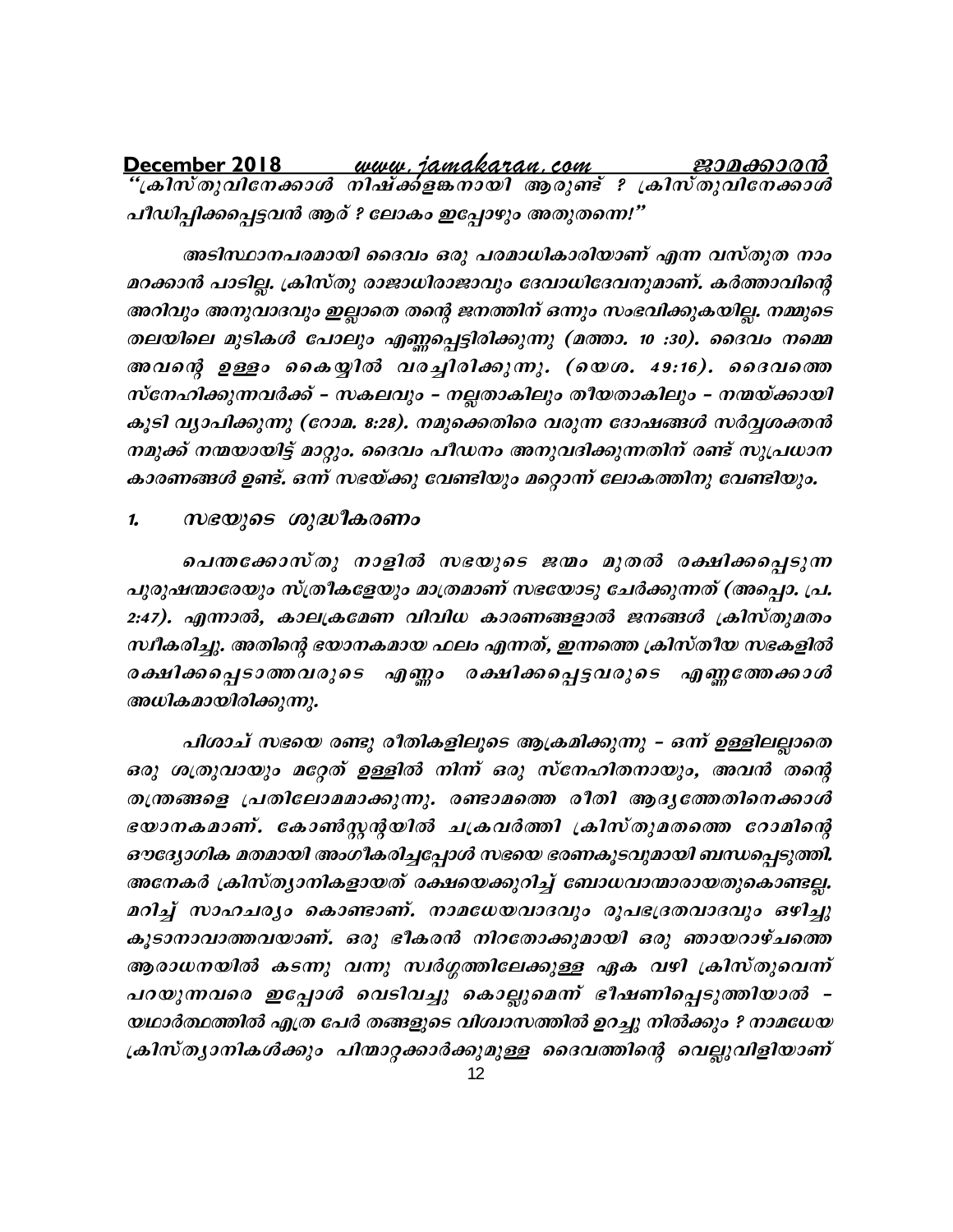*"ക്രിസ്തുവിനേക്കാൾ നിഷ്കളങ്കനായി ആരുണ്ട് ? ക്രിസ്തുവിനേക്കാൾ പീഡിപ്പിക്കപ്പെട്ടവൻ ആര് ? ലോകം ഇപ്പോഴും അതുതന്നെ!"*

*അടിസ്ഥാനപരമായി ദൈവം ഒരു പരമാധികാരിയാണ് എന്ന വസ്തുത നാം മറക്കാൻ പാടില്ല. ക്രിസ്തു രാജാധിരാജാവും ദേവാധിദേവനുമാണ്. കർത്താവിന്റെ അറിവും അനുവാദവും ഇല്ലാതെ തന്റെ ജനത്തിന് ഒന്നും സംഭവിക്കുകയില്ല. നമ്മുടെ തലയിലെ മുടികൾ പോലും എണ്ണപ്പെട്ടിരിക്കുന്നു (മത്താ. 10 :30). ദൈവം നമ്മെ അവന്റെ ഉള്ളം കൈയ്യിൽ വരച്ചിരിക്കുന്നു. (യെശ. 49:16). ദൈവത്തെ സ്നേഹിക്കുന്നവർക്ക് – സകലവും – നല്ലതാകിലും തീയതാകിലും – നന്മയ്ക്കായി കൂടി വ്യാപിക്കുന്നു (റോമ. 8:28). നമുക്കെതിരെ വരുന്ന ദോഷങ്ങൾ സർവ്വശക്തൻ നമുക്ക് നന്മയായിട്ട് മാറ്റും. ദൈവം പീഡനം അനുവദിക്കുന്നതിന് രണ്ട് സുപ്രധാന കാരണങ്ങൾ ഉണ്ട്. ഒന്ന് സഭയ്ക്കു വേണ്ടിയും മറ്റൊന്ന് ലോകത്തിനു വേണ്ടിയും.*

1. ***സഭയുടെ ശുദ്ധീകരണം***

*പെന്തക്കോസ്തു നാളിൽ സഭയുടെ ജന്മം മുതൽ രക്ഷിക്കപ്പെടുന്ന പുരുഷന്മാരേയും സ്ത്രീകളേയും മാത്രമാണ് സഭയോടു ചേർക്കുന്നത് (അപ്പൊ. പ്ര. 2:47). എന്നാൽ, കാലക്രമേണ വിവിധ കാരണങ്ങളാൽ ജനങ്ങൾ ക്രിസ്തുമതം സ്വീകരിച്ചു. അതിന്റെ ഭയാനകമായ ഫലം എന്നത്, ഇന്നത്തെ ക്രിസ്തീയ സഭകളിൽ രക്ഷിക്കപ്പെടാത്തവരുടെ എണ്ണം രക്ഷിക്കപ്പെട്ടവരുടെ എണ്ണത്തേക്കാൾ അധികമായിരിക്കുന്നു.*

*പിശാച് സഭയെ രണ്ടു രീതികളിലൂടെ ആക്രമിക്കുന്നു – ഒന്ന് ഉള്ളിലല്ലാതെ ഒരു ശത്രുവായും മറ്റേത് ഉള്ളിൽ നിന്ന് ഒരു സ്നേഹിതനായും, അവൻ തന്റെ തന്ത്രങ്ങളെ പ്രതിലോമമാക്കുന്നു. രണ്ടാമത്തെ രീതി ആദ്യത്തേതിനെക്കാൾ ഭയാനകമാണ്. കോൺസ്റ്റന്റയിൽ ചക്രവർത്തി ക്രിസ്തുമതത്തെ റോമിന്റെ ഔദ്യോഗിക മതമായി അംഗീകരിച്ചപ്പോൾ സഭയെ ഭരണകൂടവുമായി ബന്ധപ്പെടുത്തി. അനേകർ ക്രിസ്ത്യാനികളായത് രക്ഷയെക്കുറിച്ച് ബോധവാന്മാരായതുകൊണ്ടല്ല. മറിച്ച് സാഹചര്യം കൊണ്ടാണ്. നാമധേയവാദവും രൂപഭദ്രതവാദവും ഒഴിച്ചു കൂടാനാവാത്തവയാണ്. ഒരു ഭീകരൻ നിറതോക്കുമായി ഒരു ഞായറാഴ്ചത്തെ ആരാധനയിൽ കടന്നു വന്നു സ്വർഗ്ഗത്തിലേക്കുള്ള ഏക വഴി ക്രിസ്തുവെന്ന് പറയുന്നവരെ ഇപ്പോൾ വെടിവച്ചു കൊല്ലുമെന്ന് ഭീഷണിപ്പെടുത്തിയാൽ – യഥാർത്ഥത്തിൽ എത്ര പേർ തങ്ങളുടെ വിശ്വാസത്തിൽ ഉറച്ചു നിൽക്കും ? നാമധേയ ക്രിസ്ത്യാനികൾക്കും പിന്മാറ്റക്കാർക്കുമുള്ള ദൈവത്തിന്റെ വെല്ലുവിളിയാണ്*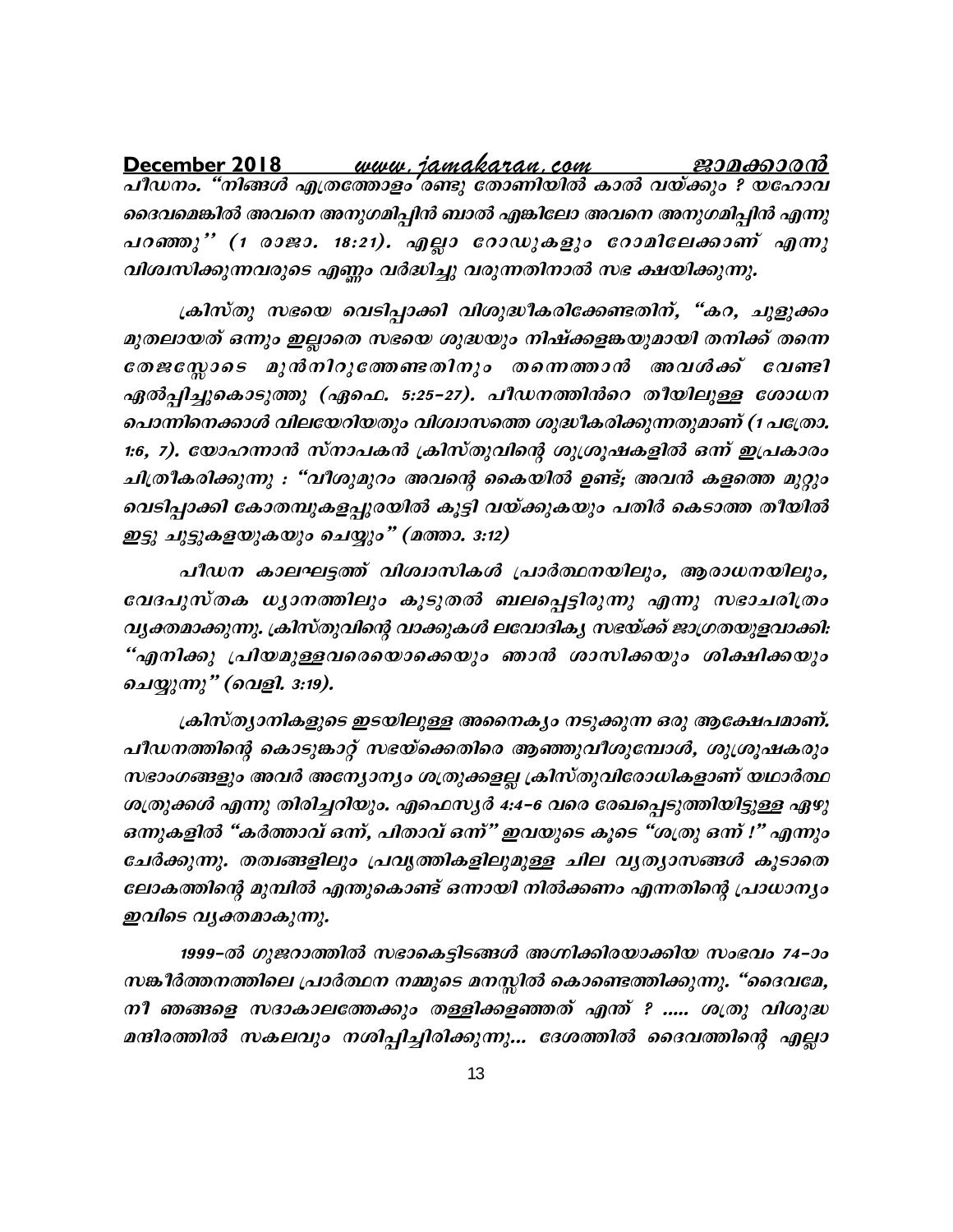പീഡനം. "നിങ്ങൾ എത്രത്തോളം രണ്ടു തോണിയിൽ കാൽ വയ്ക്കും ? യഹോവ ദൈവമെങ്കിൽ അവനെ അനുഗമിപ്പിൻ ബാൽ എങ്കിലോ അവനെ അനുഗമിപ്പിൻ എന്നു പറഞ്ഞു" (1 രാജാ. 18:21). എല്ലാ റോഡുകളും റോമിലേക്കാണ് എന്നു വിശ്വസിക്കുന്നവരുടെ എണ്ണം വർദ്ധിച്ചു വരുന്നതിനാൽ സഭ ക്ഷയിക്കുന്നു.

ക്രിസ്തു സഭയെ വെടിപ്പാക്കി വിശുദ്ധീകരിക്കേണ്ടതിന്, "കറ, ചുളുക്കം മുതലായത് ഒന്നും ഇല്ലാതെ സഭയെ ശുദ്ധയും നിഷ്ക്കളങ്കയുമായി തനിക്ക് തന്നെ തേജസ്സോടെ മുൻനിറുത്തേണ്ടതിനും തന്നെത്താൻ അവൾക്ക് വേണ്ടി ഏൽപ്പിച്ചുകൊടുത്തു (ഏഫെ. 5:25-27). പീഡനത്തിൻറെ തീയിലുള്ള ശോധന പൊന്നിനെക്കാൾ വിലയേറിയതും വിശ്വാസത്തെ ശുദ്ധീകരിക്കുന്നതുമാണ് (1 പത്രോ. 1:6, 7). യോഹന്നാൻ സ്നാപകൻ ക്രിസ്തുവിന്റെ ശുശ്രൂഷകളിൽ ഒന്ന് ഇപ്രകാരം ചിത്രീകരിക്കുന്നു : "വീശുമുറം അവന്റെ കൈയിൽ ഉണ്ട്; അവൻ കളത്തെ മുറ്റും വെടിപ്പാക്കി കോതമ്പുകളപ്പുരയിൽ കൂട്ടി വയ്ക്കുകയും പതിർ കെടാത്ത തീയിൽ ഇട്ടു ചുട്ടുകളയുകയും ചെയ്യും" (മത്താ. 3:12)

പീഡന കാലഘട്ടത്ത് വിശ്വാസികൾ പ്രാർത്ഥനയിലും, ആരാധനയിലും, വേദപുസ്തക ധ്യാനത്തിലും കൂടുതൽ ബലപ്പെട്ടിരുന്നു എന്നു സഭാചരിത്രം വ്യക്തമാക്കുന്നു. ക്രിസ്തുവിന്റെ വാക്കുകൾ ലവോദിക്യ സഭയ്ക്ക് ജാഗ്രതയുളവാക്കി: "എനിക്കു പ്രിയമുള്ളവരെയൊക്കെയും ഞാൻ ശാസിക്കയും ശിക്ഷിക്കയും ചെയ്യുന്നു" (വെളി. 3:19).

ക്രിസ്ത്യാനികളുടെ ഇടയിലുള്ള അനൈക്യം നടുക്കുന്ന ഒരു ആക്ഷേപമാണ്. പീഡനത്തിന്റെ കൊടുങ്കാറ്റ് സഭയ്ക്കെതിരെ ആഞ്ഞുവീശുമ്പോൾ, ശുശ്രൂഷകരും സഭാംഗങ്ങളും അവർ അന്യോന്യം ശത്രുക്കളല്ല ക്രിസ്തുവിരോധികളാണ് യഥാർത്ഥ ശത്രുക്കൾ എന്നു തിരിച്ചറിയും. എഫെസ്യർ 4:4-6 വരെ രേഖപ്പെടുത്തിയിട്ടുള്ള ഏഴു ഒന്നുകളിൽ "കർത്താവ് ഒന്ന്, പിതാവ് ഒന്ന്" ഇവയുടെ കൂടെ "ശത്രു ഒന്ന് !" എന്നും ചേർക്കുന്നു. തത്വങ്ങളിലും പ്രവൃത്തികളിലുമുള്ള ചില വ്യത്യാസങ്ങൾ കൂടാതെ ലോകത്തിന്റെ മുമ്പിൽ എന്തുകൊണ്ട് ഒന്നായി നിൽക്കണം എന്നതിന്റെ പ്രാധാന്യം ഇവിടെ വ്യക്തമാകുന്നു.

1999-ൽ ഗുജറാത്തിൽ സഭാകെട്ടിടങ്ങൾ അഗ്നിക്കിരയാക്കിയ സംഭവം 74-ാം സങ്കീർത്തനത്തിലെ പ്രാർത്ഥന നമ്മുടെ മനസ്സിൽ കൊണ്ടെത്തിക്കുന്നു. "ദൈവമേ, നീ ഞങ്ങളെ സദാകാലത്തേക്കും തള്ളിക്കളഞ്ഞത് എന്ത് ? ..... ശത്രു വിശുദ്ധ മന്ദിരത്തിൽ സകലവും നശിപ്പിച്ചിരിക്കുന്നു... ദേശത്തിൽ ദൈവത്തിന്റെ എല്ലാ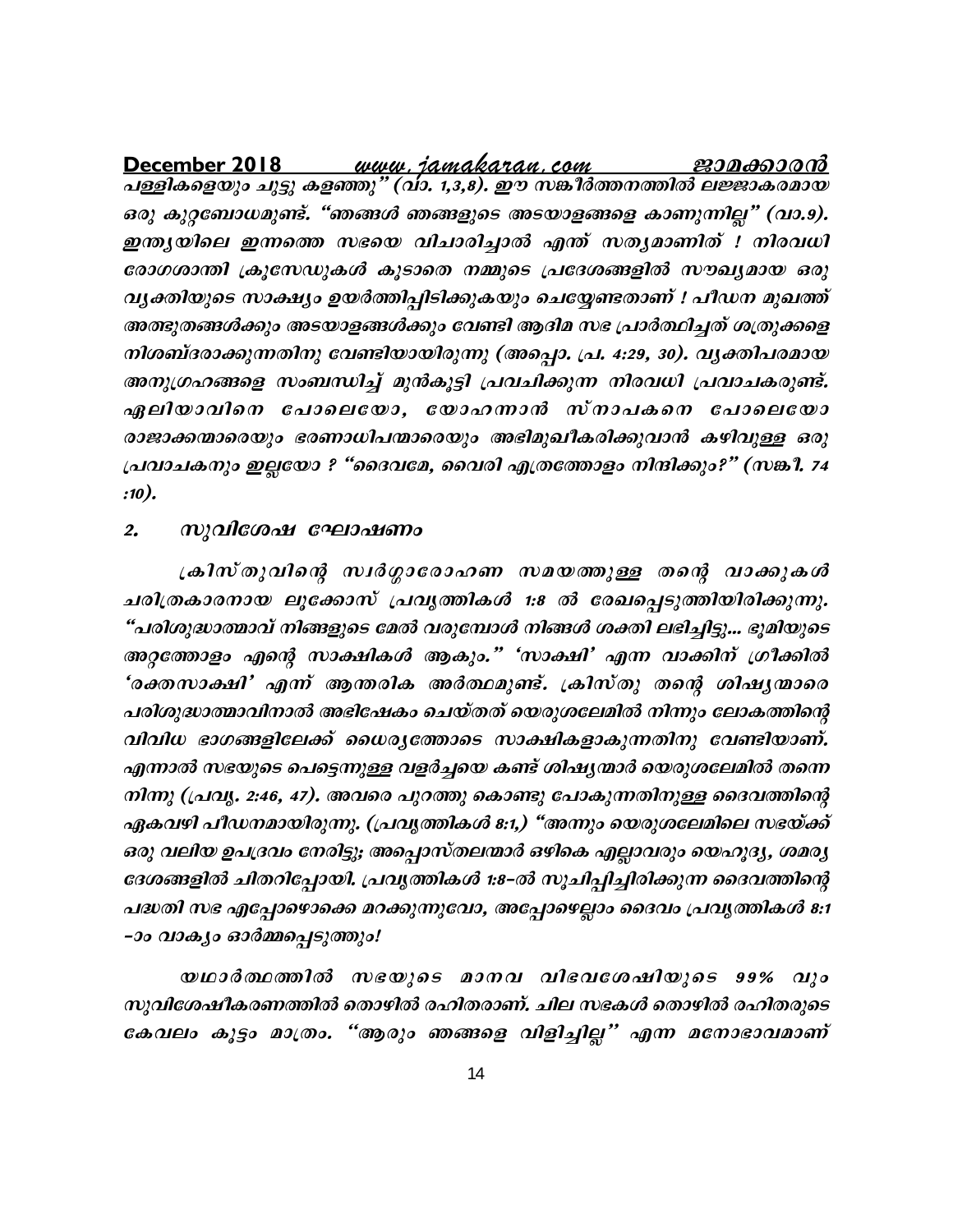*പള്ളികളെയും ചുട്ടു കളഞ്ഞു" (വാ. 1,3,8). ഈ സങ്കീർത്തനത്തിൽ ലജ്ജാകരമായ ഒരു കുറ്റബോധമുണ്ട്. "ഞങ്ങൾ ഞങ്ങളുടെ അടയാളങ്ങളെ കാണുന്നില്ല" (വാ.9). ഇന്ത്യയിലെ ഇന്നത്തെ സഭയെ വിചാരിച്ചാൽ എന്ത് സത്യമാണിത് ! നിരവധി രോഗശാന്തി ക്രൂസേഡുകൾ കൂടാതെ നമ്മുടെ പ്രദേശങ്ങളിൽ സൗഖ്യമായ ഒരു വ്യക്തിയുടെ സാക്ഷ്യം ഉയർത്തിപ്പിടിക്കുകയും ചെയ്യേണ്ടതാണ് ! പീഡന മുഖത്ത് അത്ഭുതങ്ങൾക്കും അടയാളങ്ങൾക്കും വേണ്ടി ആദിമ സഭ പ്രാർത്ഥിച്ചത് ശത്രുക്കളെ നിശബ്ദരാക്കുന്നതിനു വേണ്ടിയായിരുന്നു (അപ്പൊ. പ്ര. 4:29, 30). വ്യക്തിപരമായ അനുഗ്രഹങ്ങളെ സംബന്ധിച്ച് മുൻകൂട്ടി പ്രവചിക്കുന്ന നിരവധി പ്രവാചകരുണ്ട്. ഏലിയാവിനെ പോലെയോ, യോഹന്നാൻ സ്നാപകനെ പോലെയോ രാജാക്കന്മാരെയും ഭരണാധിപന്മാരെയും അഭിമുഖീകരിക്കുവാൻ കഴിവുള്ള ഒരു പ്രവാചകനും ഇല്ലയോ ? "ദൈവമേ, വൈരി എത്രത്തോളം നിന്ദിക്കും?" (സങ്കീ. 74 :10).*

## 2. *സുവിശേഷ ഘോഷണം*

*ക്രിസ്തുവിന്റെ സ്വർഗ്ഗാരോഹണ സമയത്തുള്ള തന്റെ വാക്കുകൾ ചരിത്രകാരനായ ലൂക്കോസ് പ്രവൃത്തികൾ 1:8 ൽ രേഖപ്പെടുത്തിയിരിക്കുന്നു. "പരിശുദ്ധാത്മാവ് നിങ്ങളുടെ മേൽ വരുമ്പോൾ നിങ്ങൾ ശക്തി ലഭിച്ചിട്ടു... ഭൂമിയുടെ അറ്റത്തോളം എന്റെ സാക്ഷികൾ ആകും." 'സാക്ഷി' എന്ന വാക്കിന് ഗ്രീക്കിൽ 'രക്തസാക്ഷി' എന്ന് ആന്തരിക അർത്ഥമുണ്ട്. ക്രിസ്തു തന്റെ ശിഷ്യന്മാരെ പരിശുദ്ധാത്മാവിനാൽ അഭിഷേകം ചെയ്തത് യെരുശലേമിൽ നിന്നും ലോകത്തിന്റെ വിവിധ ഭാഗങ്ങളിലേക്ക് ധൈര്യത്തോടെ സാക്ഷികളാകുന്നതിനു വേണ്ടിയാണ്. എന്നാൽ സഭയുടെ പെട്ടെന്നുള്ള വളർച്ചയെ കണ്ട് ശിഷ്യന്മാർ യെരുശലേമിൽ തന്നെ നിന്നു (പ്രവൃ. 2:46, 47). അവരെ പുറത്തു കൊണ്ടു പോകുന്നതിനുള്ള ദൈവത്തിന്റെ ഏകവഴി പീഡനമായിരുന്നു. (പ്രവൃത്തികൾ 8:1,) "അന്നും യെരുശലേമിലെ സഭയ്ക്ക് ഒരു വലിയ ഉപദ്രവം നേരിട്ടു; അപ്പൊസ്തലന്മാർ ഒഴികെ എല്ലാവരും യെഹൂദ്യ, ശമര്യ ദേശങ്ങളിൽ ചിതറിപ്പോയി. പ്രവൃത്തികൾ 1:8-ൽ സൂചിപ്പിച്ചിരിക്കുന്ന ദൈവത്തിന്റെ പദ്ധതി സഭ എപ്പോഴൊക്കെ മറക്കുന്നുവോ, അപ്പോഴെല്ലാം ദൈവം പ്രവൃത്തികൾ 8:1 -ാം വാക്യം ഓർമ്മപ്പെടുത്തും!*

*യഥാർത്ഥത്തിൽ സഭയുടെ മാനവ വിഭവശേഷിയുടെ 99% വും സുവിശേഷീകരണത്തിൽ തൊഴിൽ രഹിതരാണ്. ചില സഭകൾ തൊഴിൽ രഹിതരുടെ കേവലം കൂട്ടം മാത്രം. "ആരും ഞങ്ങളെ വിളിച്ചില്ല" എന്ന മനോഭാവമാണ്*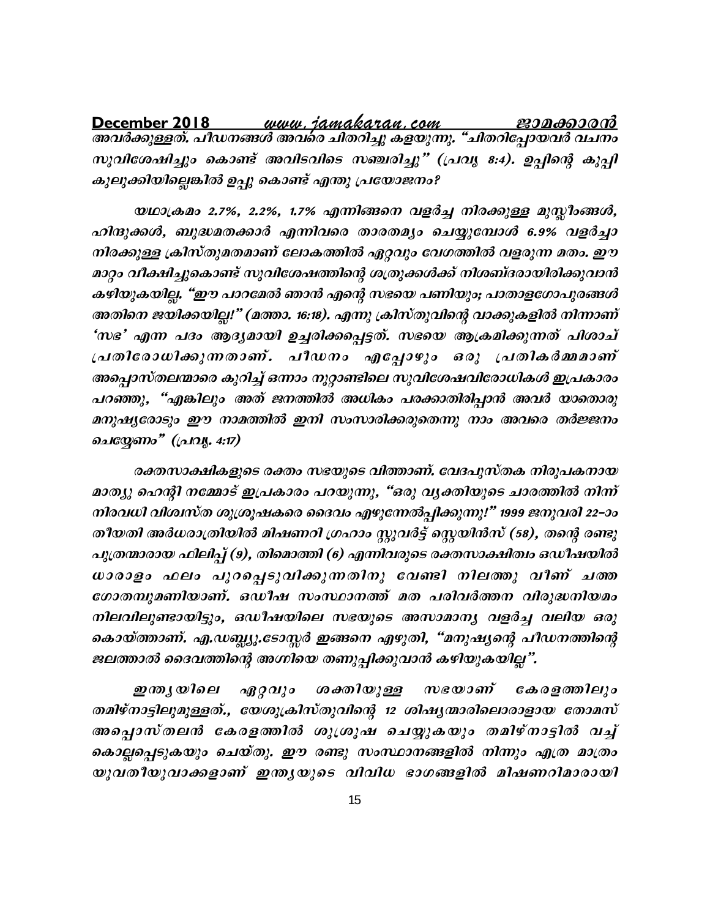അവർക്കുള്ളത്. പീഡനങ്ങൾ അവരെ ചിതറിച്ചു കളയുന്നു. "ചിതറിപ്പോയവർ വചനം സുവിശേഷിച്ചും കൊണ്ട് അവിടവിടെ സഞ്ചരിച്ചു" (പ്രവൃ 8:4). ഉപ്പിന്റെ കുപ്പി കുലുക്കിയില്ലെങ്കിൽ ഉപ്പു കൊണ്ട് എന്തു പ്രയോജനം?

യഥാക്രമം 2.7%, 2.2%, 1.7% എന്നിങ്ങനെ വളർച്ച നിരക്കുള്ള മുസ്ലീംങ്ങൾ, ഹിന്ദുക്കൾ, ബുദ്ധമതക്കാർ എന്നിവരെ താരതമ്യം ചെയ്യുമ്പോൾ 6.9% വളർച്ചാ നിരക്കുള്ള ക്രിസ്തുമതമാണ് ലോകത്തിൽ ഏറ്റവും വേഗത്തിൽ വളരുന്ന മതം. ഈ മാറ്റം വീക്ഷിച്ചുകൊണ്ട് സുവിശേഷത്തിന്റെ ശത്രുക്കൾക്ക് നിശബ്ദരായിരിക്കുവാൻ കഴിയുകയില്ല. "ഈ പാറമേൽ ഞാൻ എന്റെ സഭയെ പണിയും; പാതാളഗോപുരങ്ങൾ അതിനെ ജയിക്കയില്ല!" (മത്താ. 16:18). എന്നു ക്രിസ്തുവിന്റെ വാക്കുകളിൽ നിന്നാണ് 'സഭ' എന്ന പദം ആദ്യമായി ഉച്ചരിക്കപ്പെട്ടത്. സഭയെ ആക്രമിക്കുന്നത് പിശാച് പ്രതിരോധിക്കുന്നതാണ്. പീഡനം എപ്പോഴും ഒരു പ്രതികർമ്മമാണ് അപ്പൊസ്തലന്മാരെ കുറിച്ച് ഒന്നാം നൂറ്റാണ്ടിലെ സുവിശേഷവിരോധികൾ ഇപ്രകാരം പറഞ്ഞു, "എങ്കിലും അത് ജനത്തിൽ അധികം പരക്കാതിരിപ്പാൻ അവർ യാതൊരു മനുഷ്യരോടും ഈ നാമത്തിൽ ഇനി സംസാരിക്കരുതെന്നു നാം അവരെ തർജ്ജനം ചെയ്യേണം" (പ്രവൃ. 4:17)

രക്തസാക്ഷികളുടെ രക്തം സഭയുടെ വിത്താണ്. വേദപുസ്തക നിരൂപകനായ മാത്യു ഹെന്റി നമ്മോട് ഇപ്രകാരം പറയുന്നു, "ഒരു വ്യക്തിയുടെ ചാരത്തിൽ നിന്ന് നിരവധി വിശ്വസ്ത ശുശ്രൂഷകരെ ദൈവം എഴുന്നേൽപ്പിക്കുന്നു!" 1999 ജനുവരി 22–ാം തീയതി അർധരാത്രിയിൽ മിഷണറി ഗ്രഹാം സ്റ്റുവർട്ട് സ്റ്റെയിൻസ് (58), തന്റെ രണ്ടു പുത്രന്മാരായ ഫിലിപ്പ് (9), തിമൊത്തി (6) എന്നിവരുടെ രക്തസാക്ഷിത്വം ഒഡീഷയിൽ ധാരാളം ഫലം പുറപ്പെടുവിക്കുന്നതിനു വേണ്ടി നിലത്തു വീണ് ചത്ത ഗോതമ്പുമണിയാണ്. ഒഡീഷ സംസ്ഥാനത്ത് മത പരിവർത്തന വിരുദ്ധനിയമം നിലവിലുണ്ടായിട്ടും, ഒഡീഷയിലെ സഭയുടെ അസാമാന്യ വളർച്ച വലിയ ഒരു കൊയ്ത്താണ്. എ.ഡബ്ല്യൂ.ടോസ്സർ ഇങ്ങനെ എഴുതി, "മനുഷ്യന്റെ പീഡനത്തിന്റെ ജലത്താൽ ദൈവത്തിന്റെ അഗ്നിയെ തണുപ്പിക്കുവാൻ കഴിയുകയില്ല".

ഇന്ത്യയിലെ ഏറ്റവും ശക്തിയുള്ള സഭയാണ് കേരളത്തിലും തമിഴ്നാട്ടിലുമുള്ളത്., യേശുക്രിസ്തുവിന്റെ 12 ശിഷ്യന്മാരിലൊരാളായ തോമസ് അപ്പൊസ്തലൻ കേരളത്തിൽ ശുശ്രൂഷ ചെയ്യുകയും തമിഴ്നാട്ടിൽ വച്ച് കൊല്ലപ്പെടുകയും ചെയ്തു. ഈ രണ്ടു സംസ്ഥാനങ്ങളിൽ നിന്നും എത്ര മാത്രം യുവതീയുവാക്കളാണ് ഇന്ത്യയുടെ വിവിധ ഭാഗങ്ങളിൽ മിഷണറിമാരായി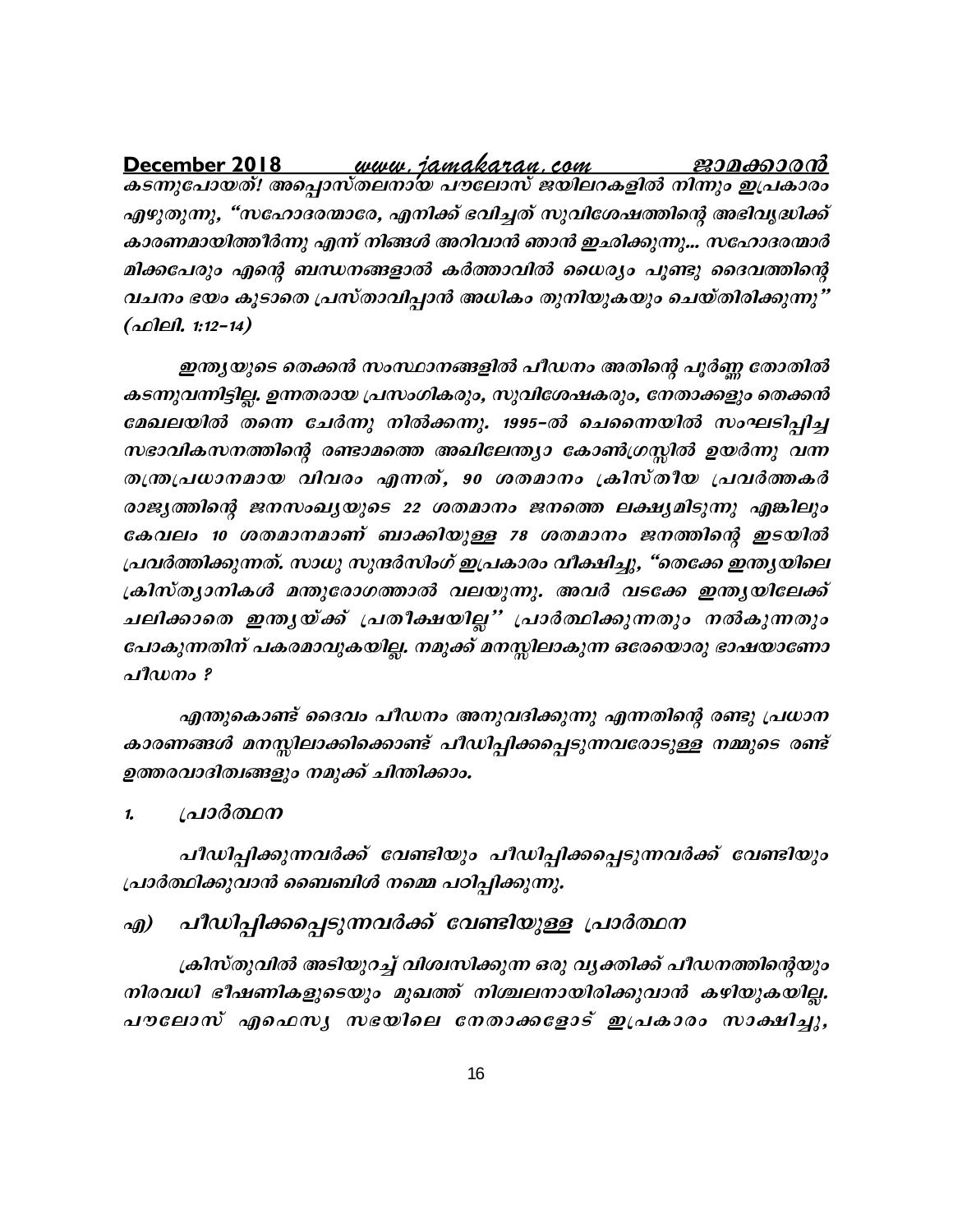കടന്നുപോയത്! അപ്പൊസ്തലനായ പൗലോസ് ജയിലറകളിൽ നിന്നും ഇപ്രകാരം എഴുതുന്നു, "സഹോദരന്മാരേ, എനിക്ക് ഭവിച്ചത് സുവിശേഷത്തിന്റെ അഭിവൃദ്ധിക്ക് കാരണമായിത്തീർന്നു എന്ന് നിങ്ങൾ അറിവാൻ ഞാൻ ഇച്ഛിക്കുന്നു... സഹോദരന്മാർ മിക്കപേരും എന്റെ ബന്ധനങ്ങളാൽ കർത്താവിൽ ധൈര്യം പൂണ്ടു ദൈവത്തിന്റെ വചനം ഭയം കൂടാതെ പ്രസ്താവിപ്പാൻ അധികം തുനിയുകയും ചെയ്തിരിക്കുന്നു" (ഫിലി. 1:12–14)

ഇന്ത്യയുടെ തെക്കൻ സംസ്ഥാനങ്ങളിൽ പീഡനം അതിന്റെ പൂർണ്ണ തോതിൽ കടന്നുവന്നിട്ടില്ല. ഉന്നതരായ പ്രസംഗികരും, സുവിശേഷകരും, നേതാക്കളും തെക്കൻ മേഖലയിൽ തന്നെ ചേർന്നു നിൽക്കുന്നു. 1995–ൽ ചെന്നൈയിൽ സംഘടിപ്പിച്ച സഭാവികസനത്തിന്റെ രണ്ടാമത്തെ അഖിലേന്ത്യാ കോൺഗ്രസ്സിൽ ഉയർന്നു വന്ന തന്ത്രപ്രധാനമായ വിവരം എന്നത്, 90 ശതമാനം ക്രിസ്തീയ പ്രവർത്തകർ രാജ്യത്തിന്റെ ജനസംഖ്യയുടെ 22 ശതമാനം ജനത്തെ ലക്ഷ്യമിടുന്നു എങ്കിലും കേവലം 10 ശതമാനമാണ് ബാക്കിയുള്ള 78 ശതമാനം ജനത്തിന്റെ ഇടയിൽ പ്രവർത്തിക്കുന്നത്. സാധു സുന്ദർസിംഗ് ഇപ്രകാരം വീക്ഷിച്ചു, "തെക്കേ ഇന്ത്യയിലെ ക്രിസ്ത്യാനികൾ മന്തുരോഗത്താൽ വലയുന്നു. അവർ വടക്കേ ഇന്ത്യയിലേക്ക് ചലിക്കാതെ ഇന്ത്യയ്ക്ക് പ്രതീക്ഷയില്ല" പ്രാർത്ഥിക്കുന്നതും നൽകുന്നതും പോകുന്നതിന് പകരമാവുകയില്ല. നമുക്ക് മനസ്സിലാകുന്ന ഒരേയൊരു ഭാഷയാണോ പീഡനം ?

എന്തുകൊണ്ട് ദൈവം പീഡനം അനുവദിക്കുന്നു എന്നതിന്റെ രണ്ടു പ്രധാന കാരണങ്ങൾ മനസ്സിലാക്കിക്കൊണ്ട് പീഡിപ്പിക്കപ്പെടുന്നവരോടുള്ള നമ്മുടെ രണ്ട് ഉത്തരവാദിത്വങ്ങളും നമുക്ക് ചിന്തിക്കാം.

## 1. പ്രാർത്ഥന

പീഡിപ്പിക്കുന്നവർക്ക് വേണ്ടിയും പീഡിപ്പിക്കപ്പെടുന്നവർക്ക് വേണ്ടിയും പ്രാർത്ഥിക്കുവാൻ ബൈബിൾ നമ്മെ പഠിപ്പിക്കുന്നു.

### എ) പീഡിപ്പിക്കപ്പെടുന്നവർക്ക് വേണ്ടിയുള്ള പ്രാർത്ഥന

ക്രിസ്തുവിൽ അടിയുറച്ച് വിശ്വസിക്കുന്ന ഒരു വ്യക്തിക്ക് പീഡനത്തിന്റെയും നിരവധി ഭീഷണികളുടെയും മുഖത്ത് നിശ്ചലനായിരിക്കുവാൻ കഴിയുകയില്ല. പൗലോസ് എഫെസ്യ സഭയിലെ നേതാക്കളോട് ഇപ്രകാരം സാക്ഷിച്ചു,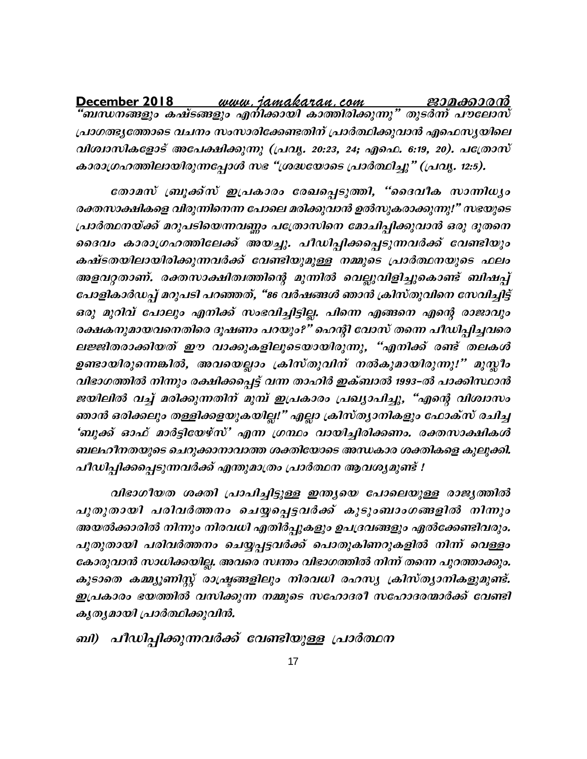*"ബന്ധനങ്ങളും കഷ്ടങ്ങളും എനിക്കായി കാത്തിരിക്കുന്നു" തുടർന്ന് പൗലോസ് പ്രാഗത്ഭ്യത്തോടെ വചനം സംസാരിക്കേണ്ടതിന് പ്രാർത്ഥിക്കുവാൻ എഫെസ്യയിലെ വിശ്വാസികളോട് അപേക്ഷിക്കുന്നു (പ്രവൃ. 20:23, 24; എഫെ. 6:19, 20). പത്രോസ് കാരാഗ്രഹത്തിലായിരുന്നപ്പോൾ സഭ "ശ്രദ്ധയോടെ പ്രാർത്ഥിച്ചു" (പ്രവൃ. 12:5).*

*തോമസ് ബ്രൂക്ക്സ് ഇപ്രകാരം രേഖപ്പെടുത്തി, "ദൈവീക സാന്നിധ്യം രക്തസാക്ഷികളെ വിരുന്നിനെന്ന പോലെ മരിക്കുവാൻ ഉൽസുകരാക്കുന്നു!" സഭയുടെ പ്രാർത്ഥനയ്ക്ക് മറുപടിയെന്നവണ്ണം പത്രോസിനെ മോചിപ്പിക്കുവാൻ ഒരു ദൂതനെ ദൈവം കാരാഗ്രഹത്തിലേക്ക് അയച്ചു. പീഡിപ്പിക്കപ്പെടുന്നവർക്ക് വേണ്ടിയും കഷ്ടതയിലായിരിക്കുന്നവർക്ക് വേണ്ടിയുമുള്ള നമ്മുടെ പ്രാർത്ഥനയുടെ ഫലം അളവറ്റതാണ്. രക്തസാക്ഷിത്വത്തിന്റെ മുന്നിൽ വെല്ലുവിളിച്ചുകൊണ്ട് ബിഷപ്പ് പോളികാർഡപ്പ് മറുപടി പറഞ്ഞത്, "86 വർഷങ്ങൾ ഞാൻ ക്രിസ്തുവിനെ സേവിച്ചിട്ട് ഒരു മുറിവ് പോലും എനിക്ക് സംഭവിച്ചിട്ടില്ല. പിന്നെ എങ്ങനെ എന്റെ രാജാവും രക്ഷകനുമായവനെതിരെ ദൂഷണം പറയും?" ഹെന്റി വോസ് തന്നെ പീഡിപ്പിച്ചവരെ ലജ്ജിതരാക്കിയത് ഈ വാക്കുകളിലൂടെയായിരുന്നു, "എനിക്ക് രണ്ട് തലകൾ ഉണ്ടായിരുന്നെങ്കിൽ, അവയെല്ലാം ക്രിസ്തുവിന് നൽകുമായിരുന്നു!" മുസ്ലീം വിഭാഗത്തിൽ നിന്നും രക്ഷിക്കപ്പെട്ട് വന്ന താഹിർ ഇക്ബാൽ 1993–ൽ പാക്കിസ്ഥാൻ ജയിലിൽ വച്ച് മരിക്കുന്നതിന് മുമ്പ് ഇപ്രകാരം പ്രഖ്യാപിച്ചു, "എന്റെ വിശ്വാസം ഞാൻ ഒരിക്കലും തള്ളിക്കളയുകയില്ല!" എല്ലാ ക്രിസ്ത്യാനികളും ഫോക്സ് രചിച്ച 'ബുക്ക് ഓഫ് മാർട്ടിയേഴ്സ്' എന്ന ഗ്രന്ഥം വായിച്ചിരിക്കണം. രക്തസാക്ഷികൾ ബലഹീനതയുടെ ചെറുക്കാനാവാത്ത ശക്തിയോടെ അന്ധകാര ശക്തികളെ കുലുക്കി. പീഡിപ്പിക്കപ്പെടുന്നവർക്ക് എന്തുമാത്രം പ്രാർത്ഥന ആവശ്യമുണ്ട് !*

*വിഭാഗീയത ശക്തി പ്രാപിച്ചിട്ടുള്ള ഇന്ത്യയെ പോലെയുള്ള രാജ്യത്തിൽ പുതുതായി പരിവർത്തനം ചെയ്യപ്പെട്ടവർക്ക് കുടുംബാംഗങ്ങളിൽ നിന്നും അയൽക്കാരിൽ നിന്നും നിരവധി എതിർപ്പുകളും ഉപദ്രവങ്ങളും ഏൽക്കേണ്ടിവരും. പുതുതായി പരിവർത്തനം ചെയ്യപ്പട്ടവർക്ക് പൊതുകിണറുകളിൽ നിന്ന് വെള്ളം കോരുവാൻ സാധിക്കയില്ല. അവരെ സ്വന്തം വിഭാഗത്തിൽ നിന്ന് തന്നെ പുറത്താക്കും. കൂടാതെ കമ്മ്യൂണിസ്റ്റ് രാഷ്ട്രങ്ങളിലും നിരവധി രഹസ്യ ക്രിസ്ത്യാനികളുമുണ്ട്. ഇപ്രകാരം ഭയത്തിൽ വസിക്കുന്ന നമ്മുടെ സഹോദരീ സഹോദരന്മാർക്ക് വേണ്ടി കൃത്യമായി പ്രാർത്ഥിക്കുവിൻ.*

### *ബി) പീഡിപ്പിക്കുന്നവർക്ക് വേണ്ടിയുള്ള പ്രാർത്ഥന*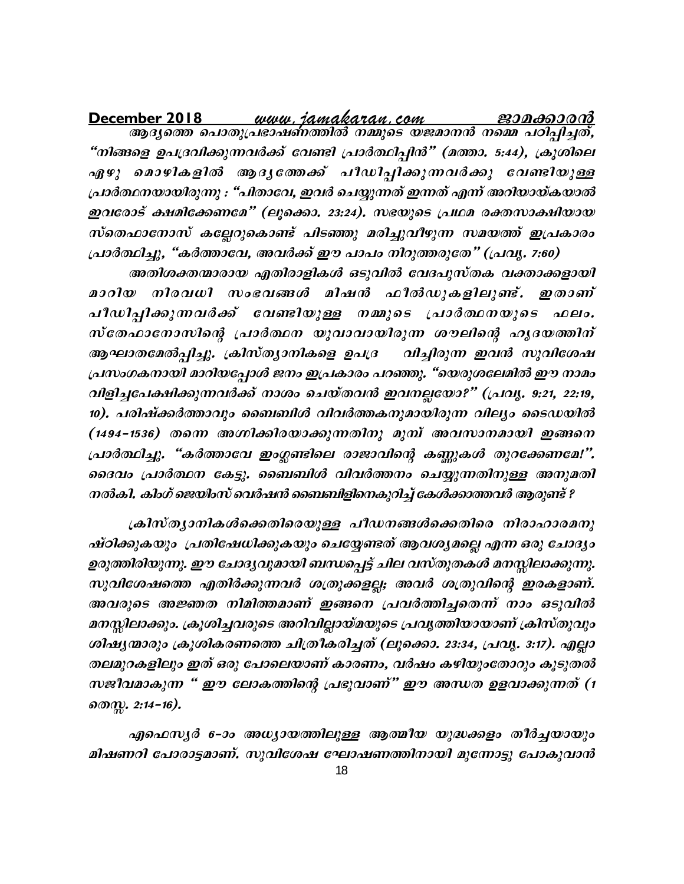ആദ്യത്തെ പൊതുപ്രഭാഷണത്തിൽ നമ്മുടെ യജമാനൻ നമ്മെ പഠിപ്പിച്ചത്, “നിങ്ങളെ ഉപദ്രവിക്കുന്നവർക്ക് വേണ്ടി പ്രാർത്ഥിപ്പിൻ” (മത്താ. 5:44), ക്രൂശിലെ ഏഴു മൊഴികളിൽ ആദ്യത്തേക്ക് പീഡിപ്പിക്കുന്നവർക്കു വേണ്ടിയുള്ള പ്രാർത്ഥനയായിരുന്നു : “പിതാവേ, ഇവർ ചെയ്യുന്നത് ഇന്നത് എന്ന് അറിയായ്കയാൽ ഇവരോട് ക്ഷമിക്കേണമേ” (ലൂക്കൊ. 23:24). സഭയുടെ പ്രഥമ രക്തസാക്ഷിയായ സ്തെഫാനോസ് കല്ലേറുകൊണ്ട് പിടഞ്ഞു മരിച്ചുവീഴുന്ന സമയത്ത് ഇപ്രകാരം പ്രാർത്ഥിച്ചു, “കർത്താവേ, അവർക്ക് ഈ പാപം നിറുത്തരുതേ” (പ്രവൃ. 7:60)

അതിശക്തന്മാരായ എതിരാളികൾ ഒടുവിൽ വേദപുസ്തക വക്താക്കളായി മാറിയ നിരവധി സംഭവങ്ങൾ മിഷൻ ഫീൽഡുകളിലുണ്ട്. ഇതാണ് പീഡിപ്പിക്കുന്നവർക്ക് വേണ്ടിയുള്ള നമ്മുടെ പ്രാർത്ഥനയുടെ ഫലം. സ്തേഫാനോസിന്റെ പ്രാർത്ഥന യുവാവായിരുന്ന ശൗലിന്റെ ഹൃദയത്തിന് ആഘാതമേൽപ്പിച്ചു. ക്രിസ്ത്യാനികളെ ഉപദ്ര വിച്ചിരുന്ന ഇവൻ സുവിശേഷ പ്രസംഗകനായി മാറിയപ്പോൾ ജനം ഇപ്രകാരം പറഞ്ഞു. “യെരുശലേമിൽ ഈ നാമം വിളിച്ചപേക്ഷിക്കുന്നവർക്ക് നാശം ചെയ്തവൻ ഇവനല്ലയോ?” (പ്രവൃ. 9:21, 22:19, 10). പരിഷ്ക്കർത്താവും ബൈബിൾ വിവർത്തകനുമായിരുന്ന വില്യം ടൈഡയിൽ (1494-1536) തന്നെ അഗ്നിക്കിരയാക്കുന്നതിനു മുമ്പ് അവസാനമായി ഇങ്ങനെ പ്രാർത്ഥിച്ചു. “കർത്താവേ ഇംഗ്ലണ്ടിലെ രാജാവിന്റെ കണ്ണുകൾ തുറക്കേണമേ!”. ദൈവം പ്രാർത്ഥന കേട്ടു. ബൈബിൾ വിവർത്തനം ചെയ്യുന്നതിനുള്ള അനുമതി നൽകി. കിംഗ് ജെയിംസ് വെർഷൻ ബൈബിളിനെകുറിച്ച് കേൾക്കാത്തവർ ആരുണ്ട് ?

ക്രിസ്ത്യാനികൾക്കെതിരെയുള്ള പീഡനങ്ങൾക്കെതിരെ നിരാഹാരമനുഷ്ഠിക്കുകയും പ്രതിഷേധിക്കുകയും ചെയ്യേണ്ടത് ആവശ്യമല്ലെ എന്ന ഒരു ചോദ്യം ഉരുത്തിരിയുന്നു. ഈ ചോദ്യവുമായി ബന്ധപ്പെട്ട് ചില വസ്തുതകൾ മനസ്സിലാക്കുന്നു. സുവിശേഷത്തെ എതിർക്കുന്നവർ ശത്രുക്കളല്ല; അവർ ശത്രുവിന്റെ ഇരകളാണ്. അവരുടെ അജ്ഞത നിമിത്തമാണ് ഇങ്ങനെ പ്രവർത്തിച്ചതെന്ന് നാം ഒടുവിൽ മനസ്സിലാക്കും. ക്രൂശിച്ചവരുടെ അറിവില്ലായ്മയുടെ പ്രവൃത്തിയായാണ് ക്രിസ്തുവും ശിഷ്യന്മാരും ക്രൂശികരണത്തെ ചിത്രീകരിച്ചത് (ലൂക്കൊ. 23:34, പ്രവൃ. 3:17). എല്ലാ തലമുറകളിലും ഇത് ഒരു പോലെയാണ് കാരണം, വർഷം കഴിയുംതോറും കൂടുതൽ സജീവമാകുന്ന “ ഈ ലോകത്തിന്റെ പ്രഭുവാണ്” ഈ അന്ധത ഉളവാക്കുന്നത് (1 തെസ്സ. 2:14-16).

എഫെസ്യർ 6-ാം അധ്യായത്തിലുള്ള ആത്മീയ യുദ്ധക്കളം തീർച്ചയായും മിഷണറി പോരാട്ടമാണ്. സുവിശേഷ ഘോഷണത്തിനായി മുന്നോട്ടു പോകുവാൻ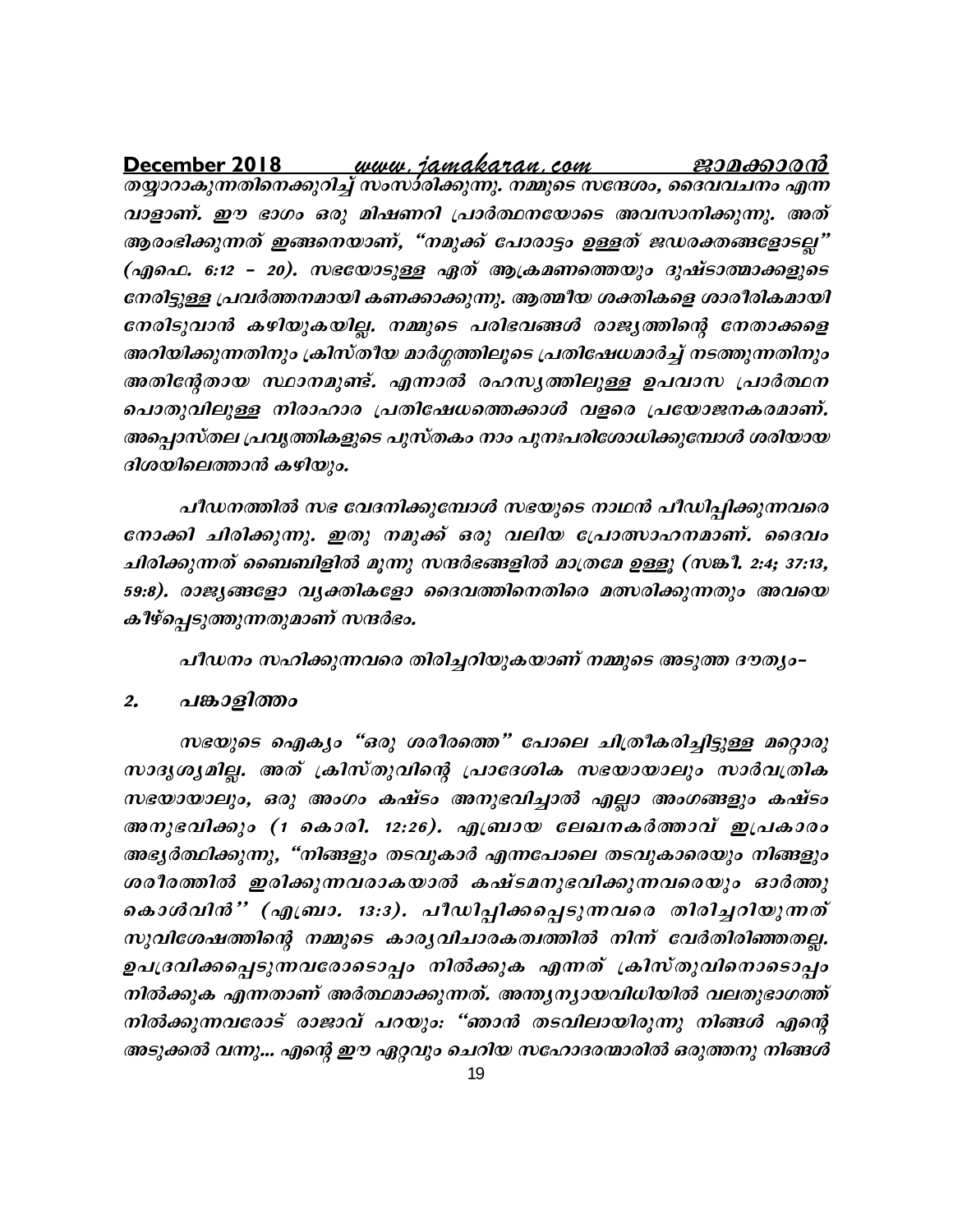തയ്യാറാകുന്നതിനെക്കുറിച്ച് സംസാരിക്കുന്നു. നമ്മുടെ സന്ദേശം, ദൈവവചനം എന്ന വാളാണ്. ഈ ഭാഗം ഒരു മിഷണറി പ്രാർത്ഥനയോടെ അവസാനിക്കുന്നു. അത് ആരംഭിക്കുന്നത് ഇങ്ങനെയാണ്, "നമുക്ക് പോരാട്ടം ഉള്ളത് ജഡരക്തങ്ങളോടല്ല" (എഫെ. 6:12 – 20). സഭയോടുള്ള ഏത് ആക്രമണത്തെയും ദുഷ്ടാത്മാക്കളുടെ നേരിട്ടുള്ള പ്രവർത്തനമായി കണക്കാക്കുന്നു. ആത്മീയ ശക്തികളെ ശാരീരികമായി നേരിടുവാൻ കഴിയുകയില്ല. നമ്മുടെ പരിഭവങ്ങൾ രാജ്യത്തിന്റെ നേതാക്കളെ അറിയിക്കുന്നതിനും ക്രിസ്തീയ മാർഗ്ഗത്തിലൂടെ പ്രതിഷേധമാർച്ച് നടത്തുന്നതിനും അതിന്റേതായ സ്ഥാനമുണ്ട്. എന്നാൽ രഹസ്യത്തിലുള്ള ഉപവാസ പ്രാർത്ഥന പൊതുവിലുള്ള നിരാഹാര പ്രതിഷേധത്തെക്കാൾ വളരെ പ്രയോജനകരമാണ്. അപ്പൊസ്തല പ്രവൃത്തികളുടെ പുസ്തകം നാം പുനഃപരിശോധിക്കുമ്പോൾ ശരിയായ ദിശയിലെത്താൻ കഴിയും.

പീഡനത്തിൽ സഭ വേദനിക്കുമ്പോൾ സഭയുടെ നാഥൻ പീഡിപ്പിക്കുന്നവരെ നോക്കി ചിരിക്കുന്നു. ഇതു നമുക്ക് ഒരു വലിയ പ്രോത്സാഹനമാണ്. ദൈവം ചിരിക്കുന്നത് ബൈബിളിൽ മൂന്നു സന്ദർഭങ്ങളിൽ മാത്രമേ ഉള്ളൂ (സങ്കീ. 2:4; 37:13, 59:8). രാജ്യങ്ങളോ വ്യക്തികളോ ദൈവത്തിനെതിരെ മത്സരിക്കുന്നതും അവയെ കീഴ്പ്പെടുത്തുന്നതുമാണ് സന്ദർഭം.

പീഡനം സഹിക്കുന്നവരെ തിരിച്ചറിയുകയാണ് നമ്മുടെ അടുത്ത ദൗത്യം–

## 2. പങ്കാളിത്തം

സഭയുടെ ഐക്യം "ഒരു ശരീരത്തെ" പോലെ ചിത്രീകരിച്ചിട്ടുള്ള മറ്റൊരു സാദൃശ്യമില്ല. അത് ക്രിസ്തുവിന്റെ പ്രാദേശിക സഭയായാലും സാർവത്രിക സഭയായാലും, ഒരു അംഗം കഷ്ടം അനുഭവിച്ചാൽ എല്ലാ അംഗങ്ങളും കഷ്ടം അനുഭവിക്കും (1 കൊരി. 12:26). എബ്രായ ലേഖനകർത്താവ് ഇപ്രകാരം അഭ്യർത്ഥിക്കുന്നു, "നിങ്ങളും തടവുകാർ എന്നപോലെ തടവുകാരെയും നിങ്ങളും ശരീരത്തിൽ ഇരിക്കുന്നവരാകയാൽ കഷ്ടമനുഭവിക്കുന്നവരെയും ഓർത്തു കൊൾവിൻ" (എബ്രാ. 13:3). പീഡിപ്പിക്കപ്പെടുന്നവരെ തിരിച്ചറിയുന്നത് സുവിശേഷത്തിന്റെ നമ്മുടെ കാര്യവിചാരകത്വത്തിൽ നിന്ന് വേർതിരിഞ്ഞതല്ല. ഉപദ്രവിക്കപ്പെടുന്നവരോടൊപ്പം നിൽക്കുക എന്നത് ക്രിസ്തുവിനൊടൊപ്പം നിൽക്കുക എന്നതാണ് അർത്ഥമാക്കുന്നത്. അന്ത്യന്യായവിധിയിൽ വലതുഭാഗത്ത് നിൽക്കുന്നവരോട് രാജാവ് പറയും: "ഞാൻ തടവിലായിരുന്നു നിങ്ങൾ എന്റെ അടുക്കൽ വന്നു... എന്റെ ഈ ഏറ്റവും ചെറിയ സഹോദരന്മാരിൽ ഒരുത്തനു നിങ്ങൾ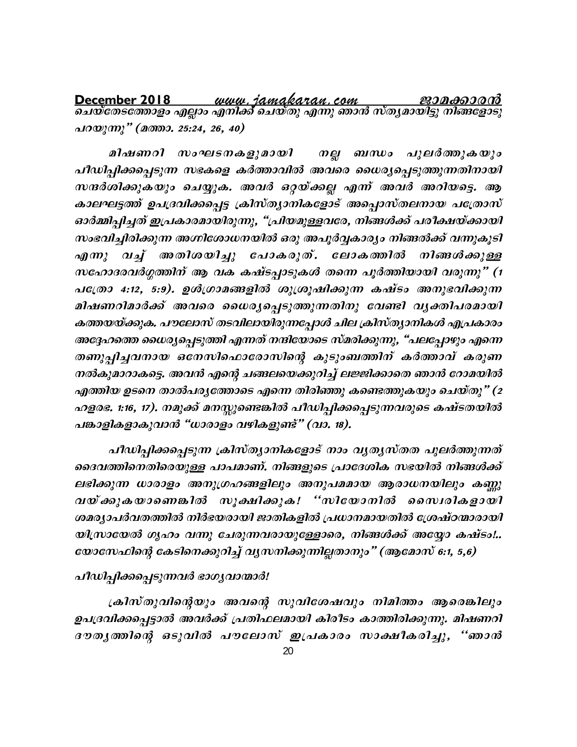*ചെയ്തേടത്തോളം എല്ലാം എനിക്ക് ചെയ്തു എന്നു ഞാൻ സത്യമായിട്ടു നിങ്ങളോടു പറയുന്നു" (മത്താ. 25:24, 26, 40)*

*മിഷണറി സംഘടനകളുമായി നല്ല ബന്ധം പുലർത്തുകയും പീഡിപ്പിക്കപ്പെടുന്ന സഭകളെ കർത്താവിൽ അവരെ ധൈര്യപ്പെടുത്തുന്നതിനായി സന്ദർശിക്കുകയും ചെയ്യുക. അവർ ഒറ്റയ്ക്കല്ല എന്ന് അവർ അറിയട്ടെ. ആ കാലഘട്ടത്ത് ഉപദ്രവിക്കപ്പെട്ട ക്രിസ്ത്യാനികളോട് അപ്പൊസ്തലനായ പത്രോസ് ഓർമ്മിപ്പിച്ചത് ഇപ്രകാരമായിരുന്നു, "പ്രിയമുള്ളവരേ, നിങ്ങൾക്ക് പരീക്ഷയ്ക്കായി സംഭവിച്ചിരിക്കുന്ന അഗ്നിശോധനയിൽ ഒരു അപൂർവ്വകാര്യം നിങ്ങൽക്ക് വന്നുകൂടി എന്നു വച്ച് അതിശയിച്ചു പോകരുത്. ലോകത്തിൽ നിങ്ങൾക്കുള്ള സഹോദരവർഗ്ഗത്തിന് ആ വക കഷ്ടപ്പാടുകൾ തന്നെ പൂർത്തിയായി വരുന്നു" (1 പത്രോ 4:12, 5:9). ഉൾഗ്രാമങ്ങളിൽ ശുശ്രൂഷിക്കുന്ന കഷ്ടം അനുഭവിക്കുന്ന മിഷണറിമാർക്ക് അവരെ ധൈര്യപ്പെടുത്തുന്നതിനു വേണ്ടി വ്യക്തിപരമായി കത്തയയ്ക്കുക. പൗലോസ് തടവിലായിരുന്നപ്പോൾ ചില ക്രിസ്ത്യാനികൾ എപ്രകാരം അദ്ദേഹത്തെ ധൈര്യപ്പെടുത്തി എന്നത് നന്ദിയോടെ സ്മരിക്കുന്നു, "പലപ്പോഴും എന്നെ തണുപ്പിച്ചവനായ ഒനേസിഫൊരോസിന്റെ കുടുംബത്തിന് കർത്താവ് കരുണ നൽകുമാറാകട്ടെ. അവൻ എന്റെ ചങ്ങലയെക്കുറിച്ച് ലജ്ജിക്കാതെ ഞാൻ റോമയിൽ എത്തിയ ഉടനെ താൽപര്യത്തോടെ എന്നെ തിരിഞ്ഞു കണ്ടെത്തുകയും ചെയ്തു" (2 ഹളരഭ. 1:16, 17). നമുക്ക് മനസ്സുണ്ടെങ്കിൽ പീഡിപ്പിക്കപ്പെടുന്നവരുടെ കഷ്ടതയിൽ പങ്കാളികളാകുവാൻ "ധാരാളം വഴികളുണ്ട്" (വാ. 18).*

*പീഡിപ്പിക്കപ്പെടുന്ന ക്രിസ്ത്യാനികളോട് നാം വ്യത്യസ്തത പുലർത്തുന്നത് ദൈവത്തിനെതിരെയുള്ള പാപമാണ്. നിങ്ങളുടെ പ്രാദേശിക സഭയിൽ നിങ്ങൾക്ക് ലഭിക്കുന്ന ധാരാളം അനുഗ്രഹങ്ങളിലും അനുപമമായ ആരാധനയിലും കണ്ണു വയ്ക്കുകയാണെങ്കിൽ സൂക്ഷിക്കുക! ''സിയോനിൽ സൈ്വരികളായി ശമര്യാപർവതത്തിൽ നിർഭയരായി ജാതികളിൽ പ്രധാനമായതിൽ ശ്രേഷ്ഠന്മാരായി യിസ്രായേൽ ഗൃഹം വന്നു ചേരുന്നവരായുള്ളോരെ, നിങ്ങൾക്ക് അയ്യോ കഷ്ടം!.. യോസേഫിന്റെ കേടിനെക്കുറിച്ച് വ്യസനിക്കുന്നില്ലതാനും" (ആമോസ് 6:1, 5,6)*

*പീഡിപ്പിക്കപ്പെടുന്നവർ ഭാഗ്യവാന്മാർ!*

*ക്രിസ്തുവിന്റെയും അവന്റെ സുവിശേഷവും നിമിത്തം ആരെങ്കിലും ഉപദ്രവിക്കപ്പെട്ടാൽ അവർക്ക് പ്രതിഫലമായി കിരീടം കാത്തിരിക്കുന്നു. മിഷണറി ദൗത്യത്തിന്റെ ഒടുവിൽ പൗലോസ് ഇപ്രകാരം സാക്ഷീകരിച്ചു, ''ഞാൻ*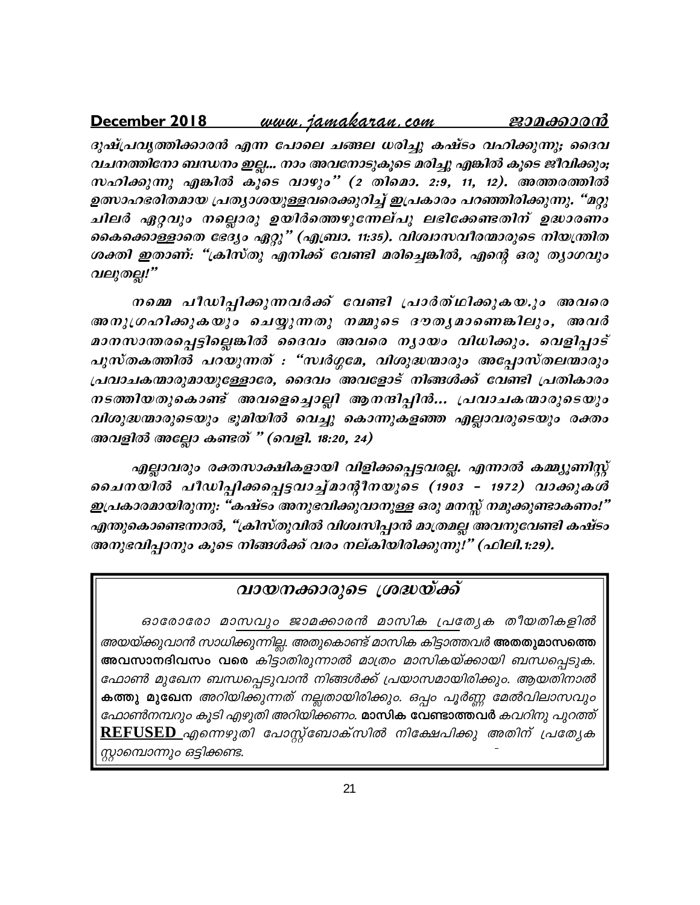*ദുഷ്പ്രവൃത്തിക്കാരൻ എന്ന പോലെ ചങ്ങല ധരിച്ചു കഷ്ടം വഹിക്കുന്നു; ദൈവ വചനത്തിനോ ബന്ധനം ഇല്ല... നാം അവനോടുകൂടെ മരിച്ചു എങ്കിൽ കൂടെ ജീവിക്കും; സഹിക്കുന്നു എങ്കിൽ കൂടെ വാഴും" (2 തിമൊ. 2:9, 11, 12). അത്തരത്തിൽ ഉത്സാഹഭരിതമായ പ്രത്യാശയുള്ളവരെക്കുറിച്ച് ഇപ്രകാരം പറഞ്ഞിരിക്കുന്നു. "മറ്റു ചിലർ ഏറ്റവും നല്ലൊരു ഉയിർത്തെഴുന്നേല്പു ലഭിക്കേണ്ടതിന് ഉദ്ധാരണം കൈക്കൊള്ളാതെ ഭേദ്യം ഏറ്റു" (എബ്രാ. 11:35). വിശ്വാസവീരന്മാരുടെ നിയന്ത്രിത ശക്തി ഇതാണ്: "ക്രിസ്തു എനിക്ക് വേണ്ടി മരിച്ചെങ്കിൽ, എന്റെ ഒരു ത്യാഗവും വലുതല്ല!"*

*നമ്മെ പീഡിപ്പിക്കുന്നവർക്ക് വേണ്ടി പ്രാർത്ഥിക്കുകയ.ും അവരെ അനുഗ്രഹിക്കുകയും ചെയ്യുന്നതു നമ്മുടെ ദൗത്യമാണെങ്കിലും, അവർ മാനസാന്തരപ്പെട്ടില്ലെങ്കിൽ ദൈവം അവരെ ന്യായം വിധിക്കും. വെളിപ്പാട് പുസ്തകത്തിൽ പറയുന്നത് : "സ്വർഗ്ഗമേ, വിശുദ്ധന്മാരും അപ്പോസ്തലന്മാരും പ്രവാചകന്മാരുമായുള്ളോരേ, ദൈവം അവളോട് നിങ്ങൾക്ക് വേണ്ടി പ്രതികാരം നടത്തിയതുകൊണ്ട് അവളെച്ചൊല്ലി ആനന്ദിപ്പിൻ... പ്രവാചകന്മാരുടെയും വിശുദ്ധന്മാരുടെയും ഭൂമിയിൽ വെച്ചു കൊന്നുകളഞ്ഞ എല്ലാവരുടെയും രക്തം അവളിൽ അല്ലോ കണ്ടത് " (വെളി. 18:20, 24)*

*എല്ലാവരും രക്തസാക്ഷികളായി വിളിക്കപ്പെട്ടവരല്ല. എന്നാൽ കമ്മ്യൂണിസ്റ്റ് ചൈനയിൽ പീഡിപ്പിക്കപ്പെട്ടവാച്ച്മാന്റ്നീയുടെ (1903 – 1972) വാക്കുകൾ ഇപ്രകാരമായിരുന്നു: "കഷ്ടം അനുഭവിക്കുവാനുള്ള ഒരു മനസ്സ് നമുക്കുണ്ടാകണം!" എന്തുകൊണ്ടെന്നാൽ, "ക്രിസ്തുവിൽ വിശ്വസിപ്പാൻ മാത്രമല്ല അവനുവേണ്ടി കഷ്ടം അനുഭവിപ്പാനും കൂടെ നിങ്ങൾക്ക് വരം നല്കിയിരിക്കുന്നു!" (ഫിലി.1:29).*

## *വായനക്കാരുടെ ശ്രദ്ധയ്ക്ക്*

*ഓരോരോ മാസവും ജാമക്കാരൻ മാസിക പ്രത്യേക തീയതികളിൽ അയയ്ക്കുവാൻ സാധിക്കുന്നില്ല. അതുകൊണ്ട് മാസിക കിട്ടാത്തവർ* **അതതുമാസത്തെ അവസാനദിവസം വരെ** *കിട്ടാതിരുന്നാൽ മാത്രം മാസികയ്ക്കായി ബന്ധപ്പെടുക. ഫോൺ മുഖേന ബന്ധപ്പെടുവാൻ നിങ്ങൾക്ക് പ്രയാസമായിരിക്കും. ആയതിനാൽ* **കത്തു മുഖേന** *അറിയിക്കുന്നത് നല്ലതായിരിക്കും. ഒപ്പം പൂർണ്ണ മേൽവിലാസവും ഫോൺനമ്പറും കൂടി എഴുതി അറിയിക്കണം.* **മാസിക വേണ്ടാത്തവർ** *കവറിനു പുറത്ത്* **REFUSED** *എന്നെഴുതി പോസ്റ്റ്ബോക്സിൽ നിക്ഷേപിക്കു അതിന് പ്രത്യേക സ്റ്റാമ്പൊന്നും ഒട്ടിക്കണ്ട.*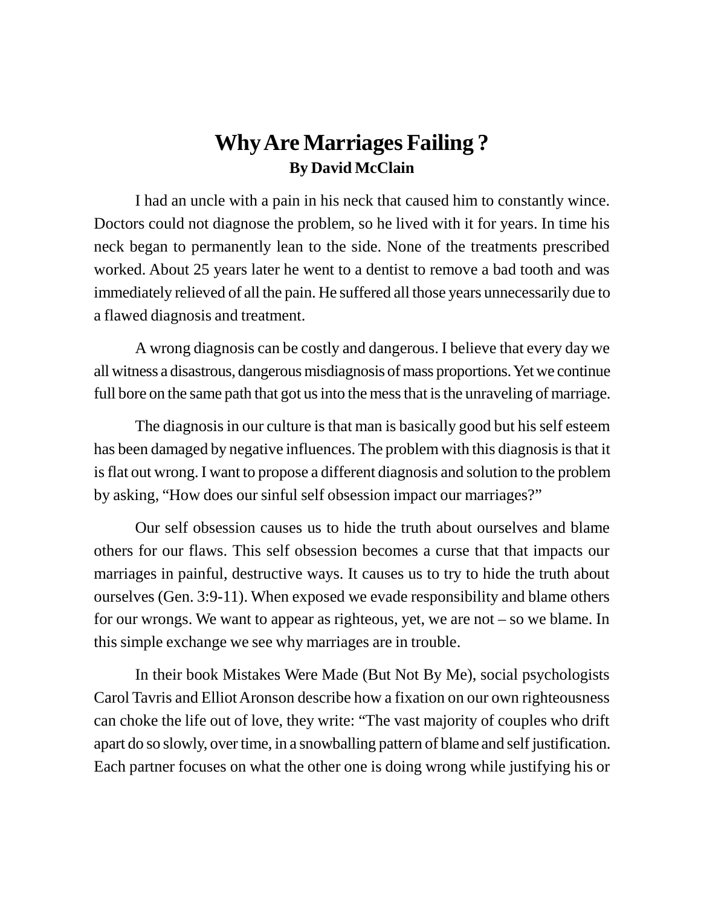# Why Are Marriages Failing ?

**By David McClain**

I had an uncle with a pain in his neck that caused him to constantly wince. Doctors could not diagnose the problem, so he lived with it for years. In time his neck began to permanently lean to the side. None of the treatments prescribed worked. About 25 years later he went to a dentist to remove a bad tooth and was immediately relieved of all the pain. He suffered all those years unnecessarily due to a flawed diagnosis and treatment.

A wrong diagnosis can be costly and dangerous. I believe that every day we all witness a disastrous, dangerous misdiagnosis of mass proportions. Yet we continue full bore on the same path that got us into the mess that is the unraveling of marriage.

The diagnosis in our culture is that man is basically good but his self esteem has been damaged by negative influences. The problem with this diagnosis is that it is flat out wrong. I want to propose a different diagnosis and solution to the problem by asking, "How does our sinful self obsession impact our marriages?"

Our self obsession causes us to hide the truth about ourselves and blame others for our flaws. This self obsession becomes a curse that that impacts our marriages in painful, destructive ways. It causes us to try to hide the truth about ourselves (Gen. 3:9-11). When exposed we evade responsibility and blame others for our wrongs. We want to appear as righteous, yet, we are not – so we blame. In this simple exchange we see why marriages are in trouble.

In their book Mistakes Were Made (But Not By Me), social psychologists Carol Tavris and Elliot Aronson describe how a fixation on our own righteousness can choke the life out of love, they write: "The vast majority of couples who drift apart do so slowly, over time, in a snowballing pattern of blame and self justification. Each partner focuses on what the other one is doing wrong while justifying his or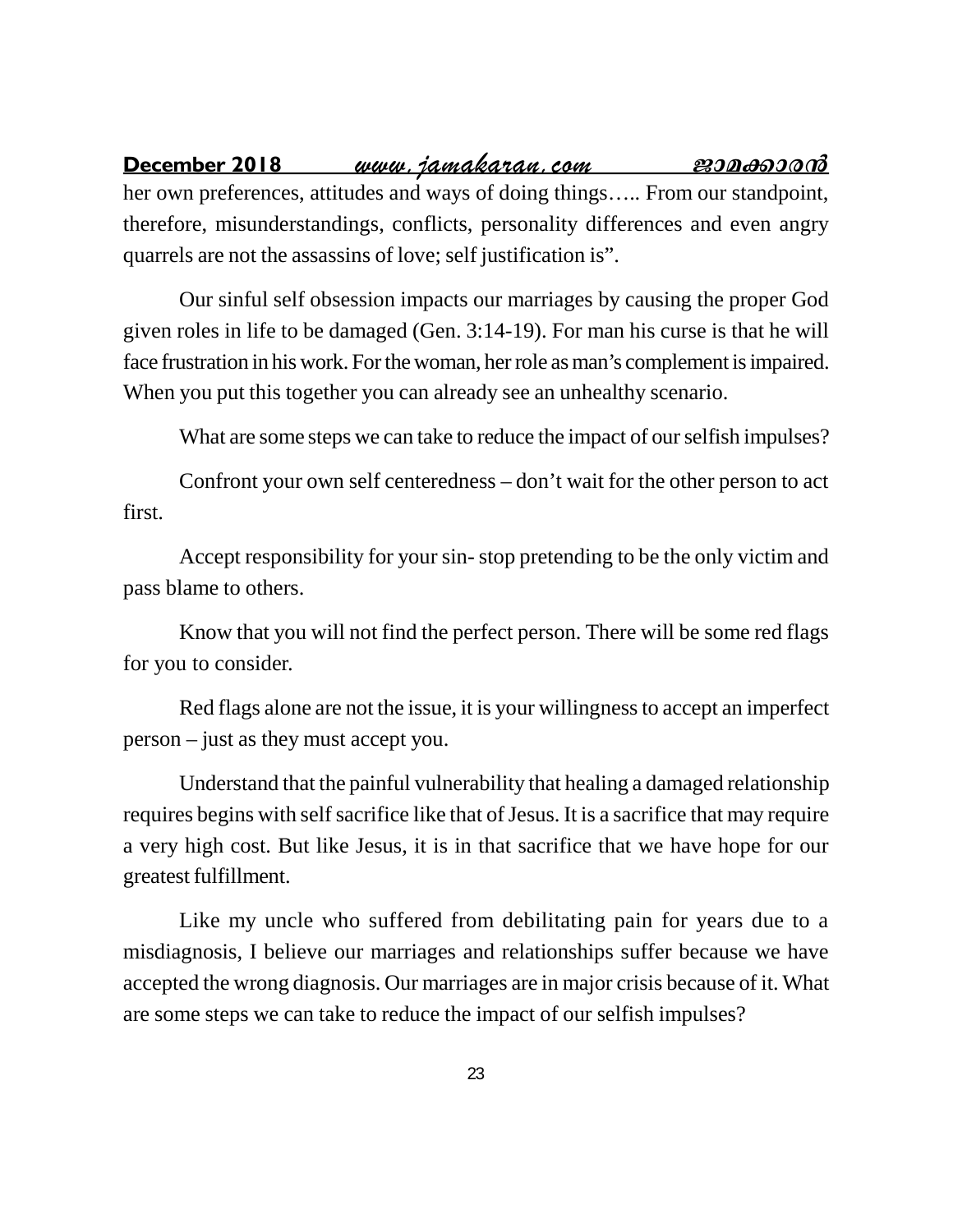her own preferences, attitudes and ways of doing things….. From our standpoint, therefore, misunderstandings, conflicts, personality differences and even angry quarrels are not the assassins of love; self justification is".

Our sinful self obsession impacts our marriages by causing the proper God given roles in life to be damaged (Gen. 3:14-19). For man his curse is that he will face frustration in his work. For the woman, her role as man's complement is impaired. When you put this together you can already see an unhealthy scenario.

What are some steps we can take to reduce the impact of our selfish impulses?

Confront your own self centeredness – don't wait for the other person to act first.

Accept responsibility for your sin- stop pretending to be the only victim and pass blame to others.

Know that you will not find the perfect person. There will be some red flags for you to consider.

Red flags alone are not the issue, it is your willingness to accept an imperfect person – just as they must accept you.

Understand that the painful vulnerability that healing a damaged relationship requires begins with self sacrifice like that of Jesus. It is a sacrifice that may require a very high cost. But like Jesus, it is in that sacrifice that we have hope for our greatest fulfillment.

Like my uncle who suffered from debilitating pain for years due to a misdiagnosis, I believe our marriages and relationships suffer because we have accepted the wrong diagnosis. Our marriages are in major crisis because of it. What are some steps we can take to reduce the impact of our selfish impulses?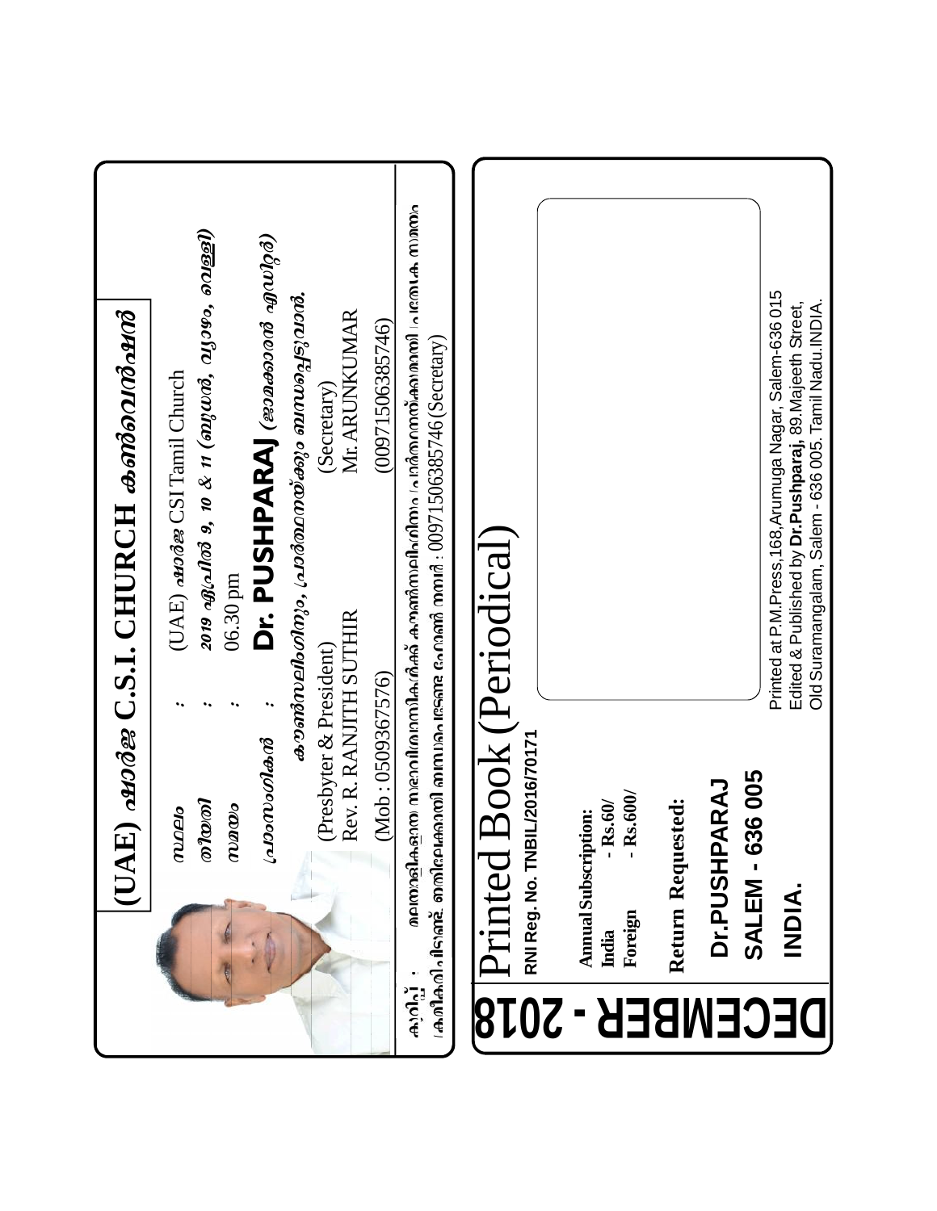# (UAE) ഷാർജ C.S.I. CHURCH കൺവെൻഷൻ

| | | |
|---|---|---|
| സ്ഥലം | : | (UAE) ഷാർജ CSI Tamil Church |
| തീയതി | : | 2019 ഏപ്രിൽ 9, 10 & 11 (ചൊവ്വ, ബുധൻ, വ്യാഴം) |
| സമയം | : | 06.30 pm |
| പ്രാസംഗികൻ | : | **Dr. PUSHPARAJ** (ജാമക്കാരൻ ഏബിഡ്) |

കൺവെൻഷനിലേക്കും, പ്രാർത്ഥനയ്ക്കും ബന്ധപ്പെടുവാൻ.

(Presbyter & President)
Rev. R. RANJITH SUTHIR
(Mob : 0509367576)

(Secretary)
Mr. ARUNKUMAR
(00971506385746)

കുറിപ്പ് : ....................................... ഫോൺ നമ്പർ : 00971506385746 (Secretary)

# DECEMBER - 2018

## Printed Book (Periodical)

**RNI Reg. No. TNBIL/2016/70171**

**Annual Subscription:**
**India - Rs.60/**
**Foreign - Rs.600/**

**Return Requested:**

**Dr.PUSHPARAJ**
**SALEM - 636 005**
**INDIA.**

Printed at P.M.Press,168,Arumuga Nagar, Salem-636 015
Edited & Published by **Dr.Pushparaj,** 89.Majeeth Street,
Old Suramangalam, Salem - 636 005. Tamil Nadu.INDIA.